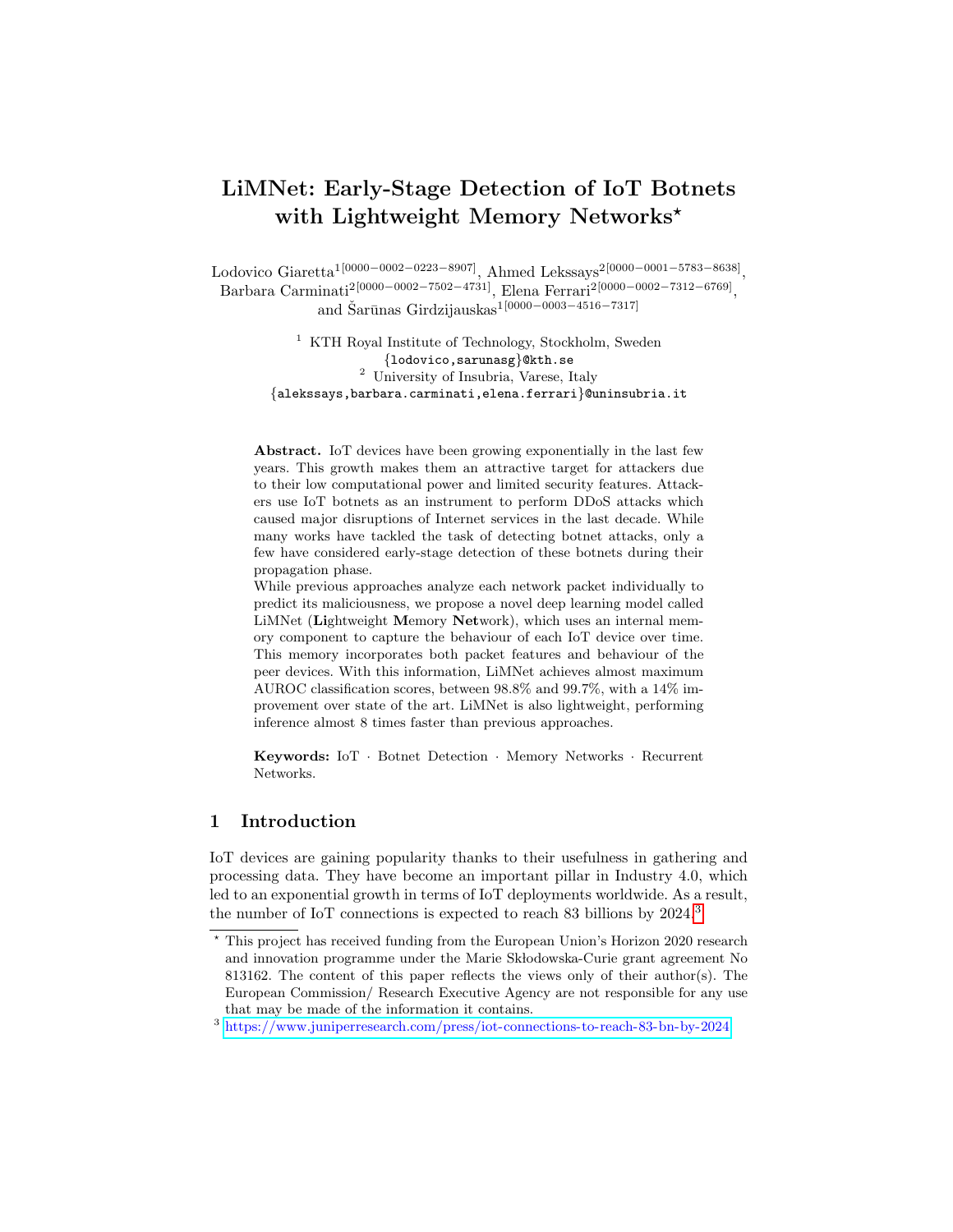# LiMNet: Early-Stage Detection of IoT Botnets with Lightweight Memory Networks*

Lodovico Giaretta[1][0000−0002−0223−8907], Ahmed Lekssays[2][0000−0001−5783−8638], Barbara Carminati[2][0000−0002−7502−4731], Elena Ferrari[2][0000−0002−7312−6769], and Šarūnas Girdzijauskas[1][0000−0003−4516−7317]

[1] KTH Royal Institute of Technology, Stockholm, Sweden
{lodovico,sarunasg}@kth.se

[2] University of Insubria, Varese, Italy
{alekssays,barbara.carminati,elena.ferrari}@uninsubria.it

**Abstract.** IoT devices have been growing exponentially in the last few years. This growth makes them an attractive target for attackers due to their low computational power and limited security features. Attackers use IoT botnets as an instrument to perform DDoS attacks which caused major disruptions of Internet services in the last decade. While many works have tackled the task of detecting botnet attacks, only a few have considered early-stage detection of these botnets during their propagation phase.

While previous approaches analyze each network packet individually to predict its maliciousness, we propose a novel deep learning model called LiMNet (**Li**ghtweight **M**emory **Net**work), which uses an internal memory component to capture the behaviour of each IoT device over time. This memory incorporates both packet features and behaviour of the peer devices. With this information, LiMNet achieves almost maximum AUROC classification scores, between 98.8% and 99.7%, with a 14% improvement over state of the art. LiMNet is also lightweight, performing inference almost 8 times faster than previous approaches.

**Keywords:** IoT · Botnet Detection · Memory Networks · Recurrent Networks.

## 1 Introduction

IoT devices are gaining popularity thanks to their usefulness in gathering and processing data. They have become an important pillar in Industry 4.0, which led to an exponential growth in terms of IoT deployments worldwide. As a result, the number of IoT connections is expected to reach 83 billions by 2024.[3]

---

* This project has received funding from the European Union's Horizon 2020 research and innovation programme under the Marie Skłodowska-Curie grant agreement No 813162. The content of this paper reflects the views only of their author(s). The European Commission/ Research Executive Agency are not responsible for any use that may be made of the information it contains.

[3] https://www.juniperresearch.com/press/iot-connections-to-reach-83-bn-by-2024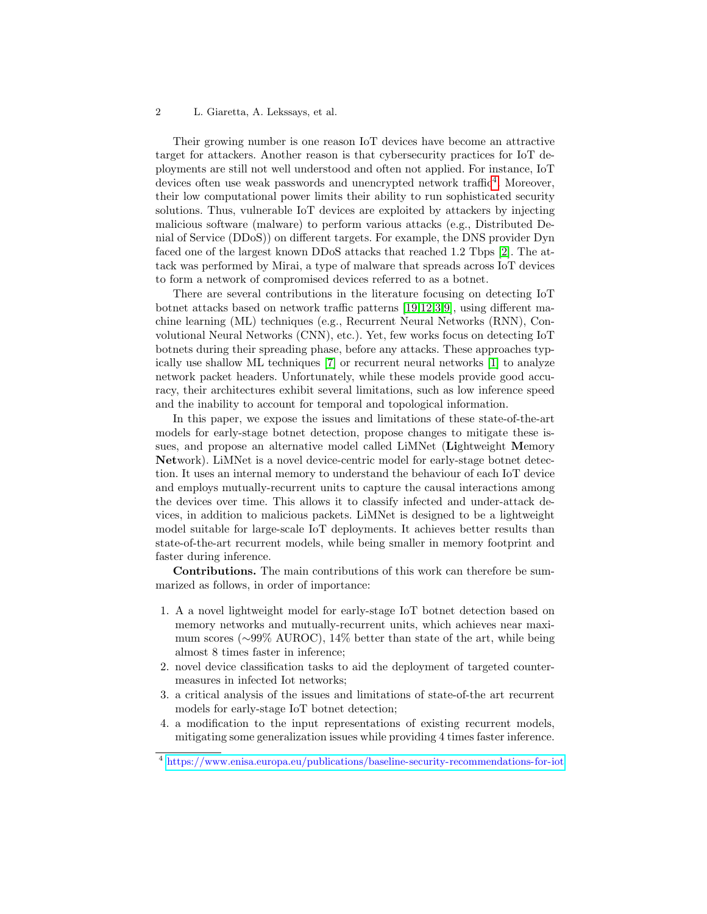Their growing number is one reason IoT devices have become an attractive target for attackers. Another reason is that cybersecurity practices for IoT deployments are still not well understood and often not applied. For instance, IoT devices often use weak passwords and unencrypted network traffic[4]. Moreover, their low computational power limits their ability to run sophisticated security solutions. Thus, vulnerable IoT devices are exploited by attackers by injecting malicious software (malware) to perform various attacks (e.g., Distributed Denial of Service (DDoS)) on different targets. For example, the DNS provider Dyn faced one of the largest known DDoS attacks that reached 1.2 Tbps [2]. The attack was performed by Mirai, a type of malware that spreads across IoT devices to form a network of compromised devices referred to as a botnet.

There are several contributions in the literature focusing on detecting IoT botnet attacks based on network traffic patterns [19,12,3,9], using different machine learning (ML) techniques (e.g., Recurrent Neural Networks (RNN), Convolutional Neural Networks (CNN), etc.). Yet, few works focus on detecting IoT botnets during their spreading phase, before any attacks. These approaches typically use shallow ML techniques [7] or recurrent neural networks [1] to analyze network packet headers. Unfortunately, while these models provide good accuracy, their architectures exhibit several limitations, such as low inference speed and the inability to account for temporal and topological information.

In this paper, we expose the issues and limitations of these state-of-the-art models for early-stage botnet detection, propose changes to mitigate these issues, and propose an alternative model called LiMNet (**Li**ghtweight **M**emory **Net**work). LiMNet is a novel device-centric model for early-stage botnet detection. It uses an internal memory to understand the behaviour of each IoT device and employs mutually-recurrent units to capture the causal interactions among the devices over time. This allows it to classify infected and under-attack devices, in addition to malicious packets. LiMNet is designed to be a lightweight model suitable for large-scale IoT deployments. It achieves better results than state-of-the-art recurrent models, while being smaller in memory footprint and faster during inference.

**Contributions.** The main contributions of this work can therefore be summarized as follows, in order of importance:

1. A a novel lightweight model for early-stage IoT botnet detection based on memory networks and mutually-recurrent units, which achieves near maximum scores (∼99% AUROC), 14% better than state of the art, while being almost 8 times faster in inference;
2. novel device classification tasks to aid the deployment of targeted countermeasures in infected Iot networks;
3. a critical analysis of the issues and limitations of state-of-the art recurrent models for early-stage IoT botnet detection;
4. a modification to the input representations of existing recurrent models, mitigating some generalization issues while providing 4 times faster inference.

[4] https://www.enisa.europa.eu/publications/baseline-security-recommendations-for-iot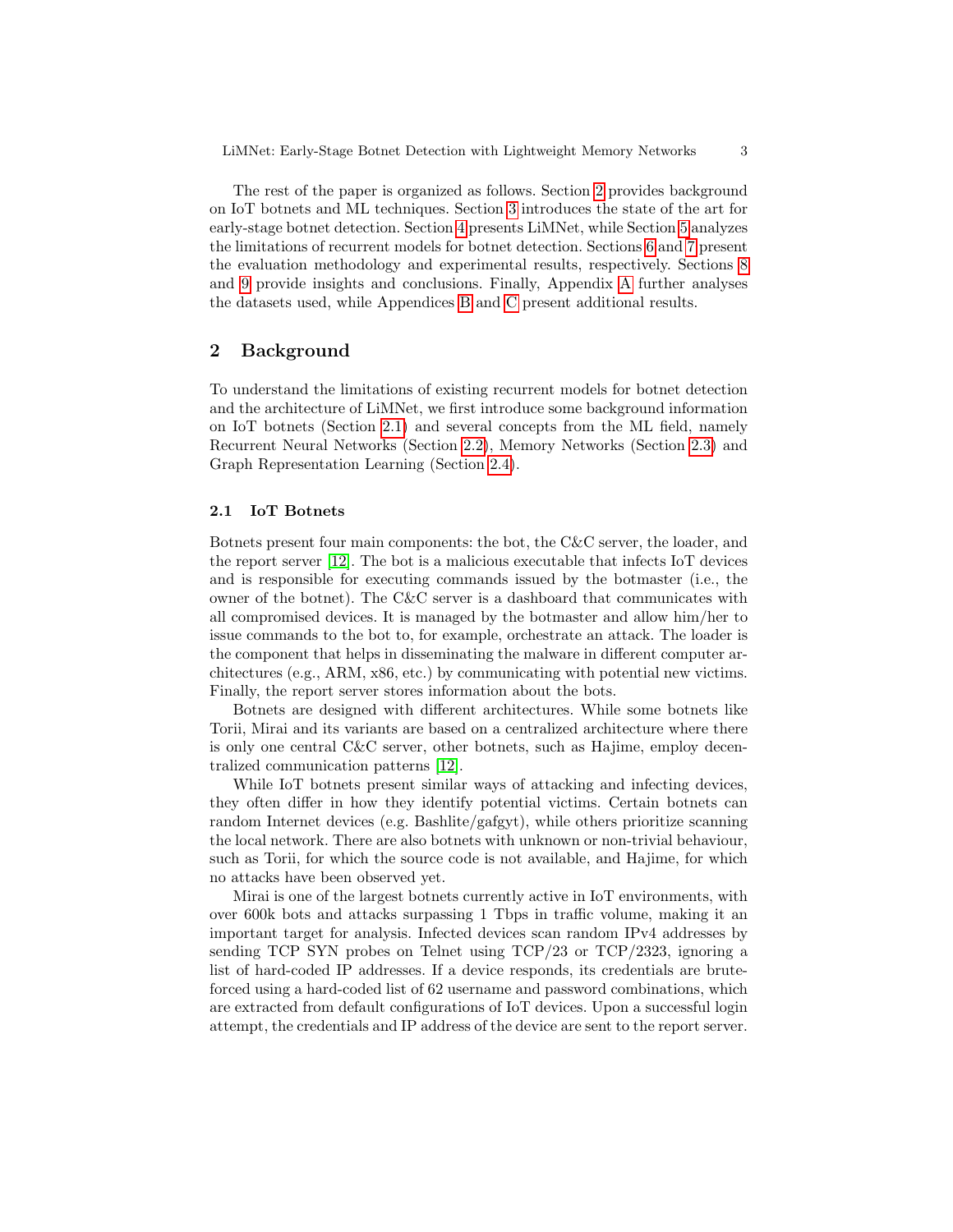The rest of the paper is organized as follows. Section 2 provides background on IoT botnets and ML techniques. Section 3 introduces the state of the art for early-stage botnet detection. Section 4 presents LiMNet, while Section 5 analyzes the limitations of recurrent models for botnet detection. Sections 6 and 7 present the evaluation methodology and experimental results, respectively. Sections 8 and 9 provide insights and conclusions. Finally, Appendix A further analyses the datasets used, while Appendices B and C present additional results.

## 2 Background

To understand the limitations of existing recurrent models for botnet detection and the architecture of LiMNet, we first introduce some background information on IoT botnets (Section 2.1) and several concepts from the ML field, namely Recurrent Neural Networks (Section 2.2), Memory Networks (Section 2.3) and Graph Representation Learning (Section 2.4).

### 2.1 IoT Botnets

Botnets present four main components: the bot, the C&C server, the loader, and the report server [12]. The bot is a malicious executable that infects IoT devices and is responsible for executing commands issued by the botmaster (i.e., the owner of the botnet). The C&C server is a dashboard that communicates with all compromised devices. It is managed by the botmaster and allow him/her to issue commands to the bot to, for example, orchestrate an attack. The loader is the component that helps in disseminating the malware in different computer architectures (e.g., ARM, x86, etc.) by communicating with potential new victims. Finally, the report server stores information about the bots.

Botnets are designed with different architectures. While some botnets like Torii, Mirai and its variants are based on a centralized architecture where there is only one central C&C server, other botnets, such as Hajime, employ decentralized communication patterns [12].

While IoT botnets present similar ways of attacking and infecting devices, they often differ in how they identify potential victims. Certain botnets can random Internet devices (e.g. Bashlite/gafgyt), while others prioritize scanning the local network. There are also botnets with unknown or non-trivial behaviour, such as Torii, for which the source code is not available, and Hajime, for which no attacks have been observed yet.

Mirai is one of the largest botnets currently active in IoT environments, with over 600k bots and attacks surpassing 1 Tbps in traffic volume, making it an important target for analysis. Infected devices scan random IPv4 addresses by sending TCP SYN probes on Telnet using TCP/23 or TCP/2323, ignoring a list of hard-coded IP addresses. If a device responds, its credentials are brute-forced using a hard-coded list of 62 username and password combinations, which are extracted from default configurations of IoT devices. Upon a successful login attempt, the credentials and IP address of the device are sent to the report server.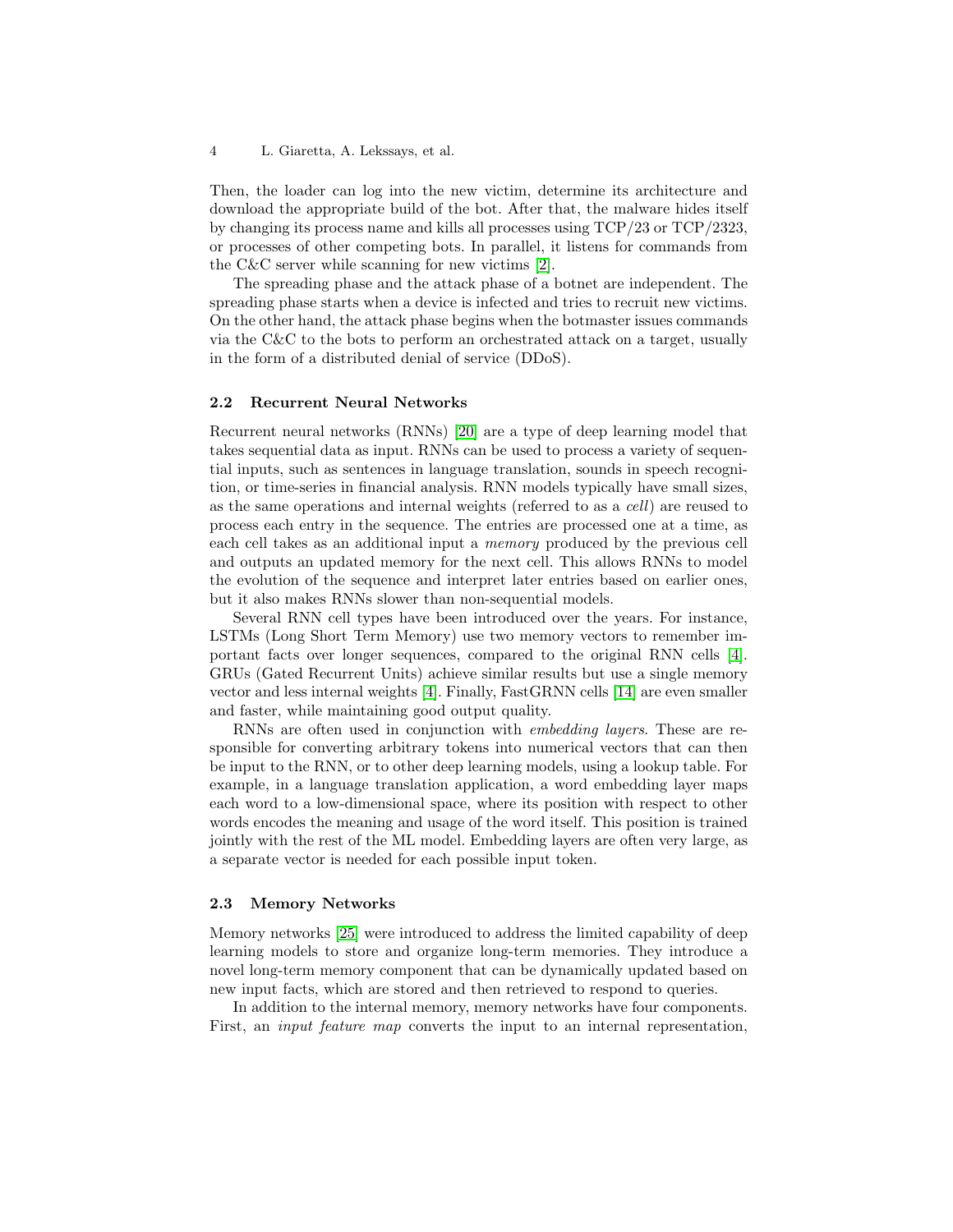Then, the loader can log into the new victim, determine its architecture and download the appropriate build of the bot. After that, the malware hides itself by changing its process name and kills all processes using TCP/23 or TCP/2323, or processes of other competing bots. In parallel, it listens for commands from the C&C server while scanning for new victims [2].

The spreading phase and the attack phase of a botnet are independent. The spreading phase starts when a device is infected and tries to recruit new victims. On the other hand, the attack phase begins when the botmaster issues commands via the C&C to the bots to perform an orchestrated attack on a target, usually in the form of a distributed denial of service (DDoS).

### 2.2 Recurrent Neural Networks

Recurrent neural networks (RNNs) [20] are a type of deep learning model that takes sequential data as input. RNNs can be used to process a variety of sequential inputs, such as sentences in language translation, sounds in speech recognition, or time-series in financial analysis. RNN models typically have small sizes, as the same operations and internal weights (referred to as a *cell*) are reused to process each entry in the sequence. The entries are processed one at a time, as each cell takes as an additional input a *memory* produced by the previous cell and outputs an updated memory for the next cell. This allows RNNs to model the evolution of the sequence and interpret later entries based on earlier ones, but it also makes RNNs slower than non-sequential models.

Several RNN cell types have been introduced over the years. For instance, LSTMs (Long Short Term Memory) use two memory vectors to remember important facts over longer sequences, compared to the original RNN cells [4]. GRUs (Gated Recurrent Units) achieve similar results but use a single memory vector and less internal weights [4]. Finally, FastGRNN cells [14] are even smaller and faster, while maintaining good output quality.

RNNs are often used in conjunction with *embedding layers*. These are responsible for converting arbitrary tokens into numerical vectors that can then be input to the RNN, or to other deep learning models, using a lookup table. For example, in a language translation application, a word embedding layer maps each word to a low-dimensional space, where its position with respect to other words encodes the meaning and usage of the word itself. This position is trained jointly with the rest of the ML model. Embedding layers are often very large, as a separate vector is needed for each possible input token.

### 2.3 Memory Networks

Memory networks [25] were introduced to address the limited capability of deep learning models to store and organize long-term memories. They introduce a novel long-term memory component that can be dynamically updated based on new input facts, which are stored and then retrieved to respond to queries.

In addition to the internal memory, memory networks have four components. First, an *input feature map* converts the input to an internal representation,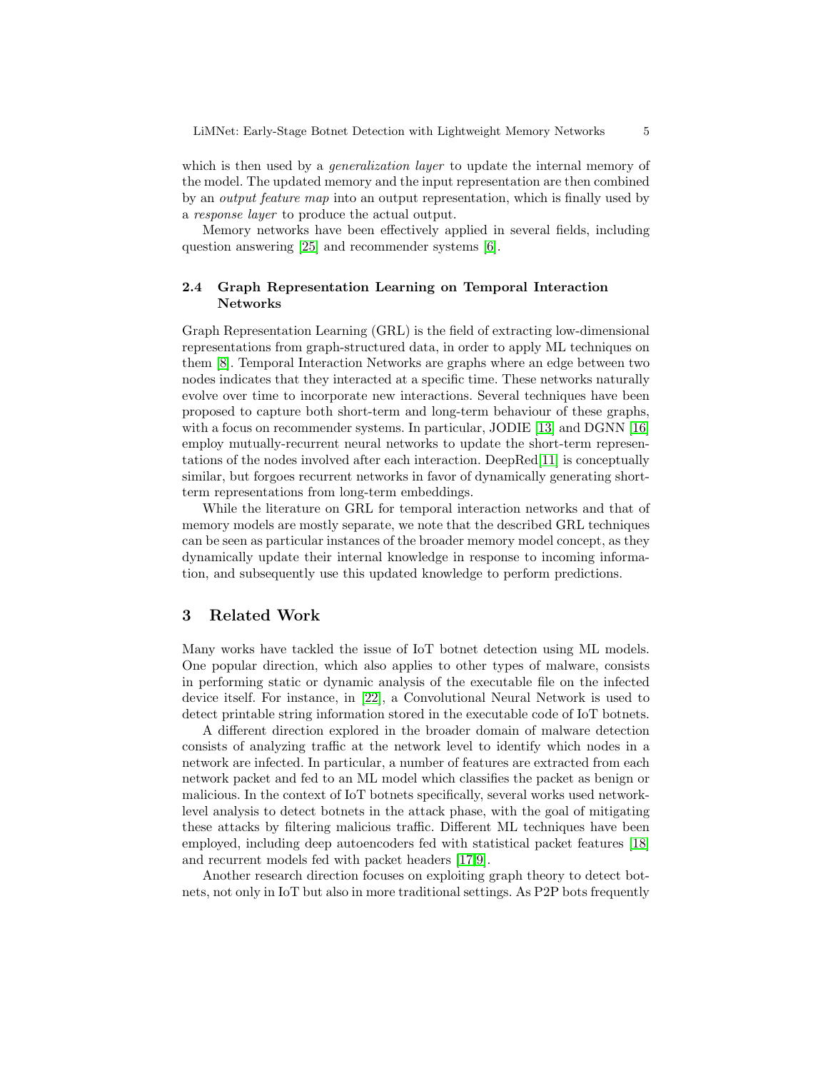which is then used by a *generalization layer* to update the internal memory of the model. The updated memory and the input representation are then combined by an *output feature map* into an output representation, which is finally used by a *response layer* to produce the actual output.

Memory networks have been effectively applied in several fields, including question answering [25] and recommender systems [6].

### 2.4 Graph Representation Learning on Temporal Interaction Networks

Graph Representation Learning (GRL) is the field of extracting low-dimensional representations from graph-structured data, in order to apply ML techniques on them [8]. Temporal Interaction Networks are graphs where an edge between two nodes indicates that they interacted at a specific time. These networks naturally evolve over time to incorporate new interactions. Several techniques have been proposed to capture both short-term and long-term behaviour of these graphs, with a focus on recommender systems. In particular, JODIE [13] and DGNN [16] employ mutually-recurrent neural networks to update the short-term representations of the nodes involved after each interaction. DeepRed[11] is conceptually similar, but forgoes recurrent networks in favor of dynamically generating short-term representations from long-term embeddings.

While the literature on GRL for temporal interaction networks and that of memory models are mostly separate, we note that the described GRL techniques can be seen as particular instances of the broader memory model concept, as they dynamically update their internal knowledge in response to incoming information, and subsequently use this updated knowledge to perform predictions.

## 3 Related Work

Many works have tackled the issue of IoT botnet detection using ML models. One popular direction, which also applies to other types of malware, consists in performing static or dynamic analysis of the executable file on the infected device itself. For instance, in [22], a Convolutional Neural Network is used to detect printable string information stored in the executable code of IoT botnets.

A different direction explored in the broader domain of malware detection consists of analyzing traffic at the network level to identify which nodes in a network are infected. In particular, a number of features are extracted from each network packet and fed to an ML model which classifies the packet as benign or malicious. In the context of IoT botnets specifically, several works used network-level analysis to detect botnets in the attack phase, with the goal of mitigating these attacks by filtering malicious traffic. Different ML techniques have been employed, including deep autoencoders fed with statistical packet features [18] and recurrent models fed with packet headers [17,9].

Another research direction focuses on exploiting graph theory to detect botnets, not only in IoT but also in more traditional settings. As P2P bots frequently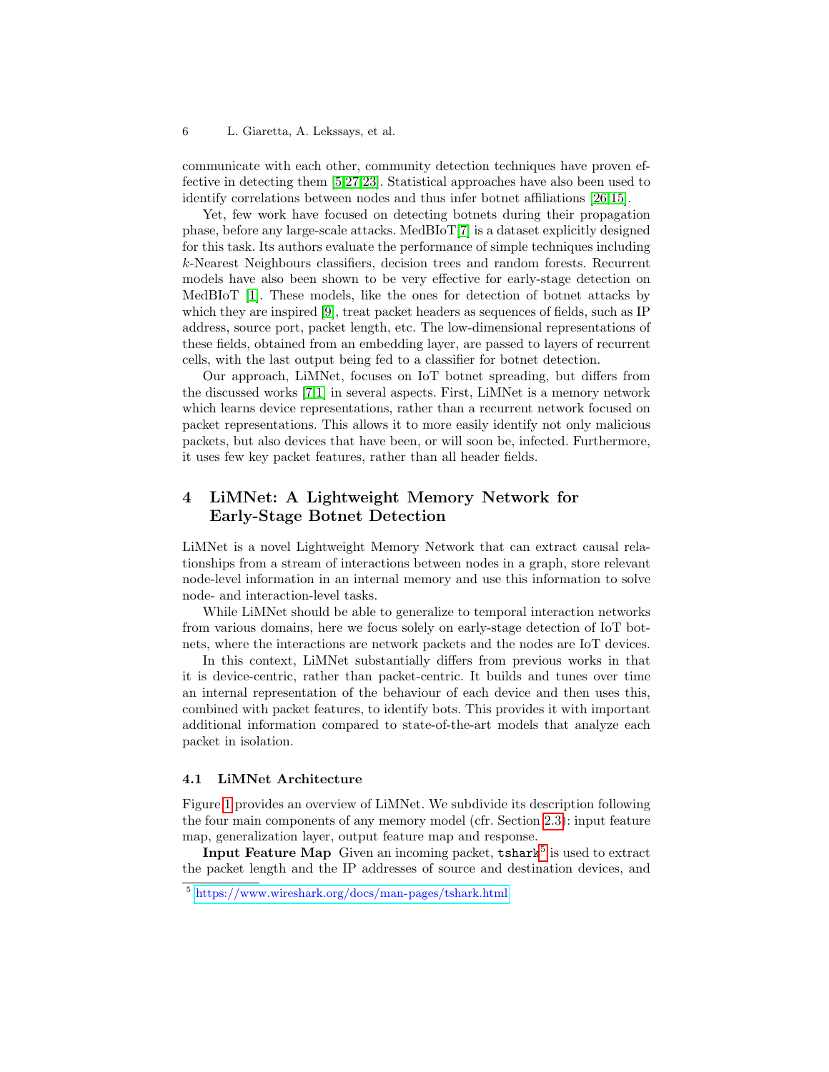communicate with each other, community detection techniques have proven effective in detecting them [5,27,23]. Statistical approaches have also been used to identify correlations between nodes and thus infer botnet affiliations [26,15].

Yet, few work have focused on detecting botnets during their propagation phase, before any large-scale attacks. MedBIoT[7] is a dataset explicitly designed for this task. Its authors evaluate the performance of simple techniques including $k$-Nearest Neighbours classifiers, decision trees and random forests. Recurrent models have also been shown to be very effective for early-stage detection on MedBIoT [1]. These models, like the ones for detection of botnet attacks by which they are inspired [9], treat packet headers as sequences of fields, such as IP address, source port, packet length, etc. The low-dimensional representations of these fields, obtained from an embedding layer, are passed to layers of recurrent cells, with the last output being fed to a classifier for botnet detection.

Our approach, LiMNet, focuses on IoT botnet spreading, but differs from the discussed works [7,1] in several aspects. First, LiMNet is a memory network which learns device representations, rather than a recurrent network focused on packet representations. This allows it to more easily identify not only malicious packets, but also devices that have been, or will soon be, infected. Furthermore, it uses few key packet features, rather than all header fields.

## 4 LiMNet: A Lightweight Memory Network for Early-Stage Botnet Detection

LiMNet is a novel Lightweight Memory Network that can extract causal relationships from a stream of interactions between nodes in a graph, store relevant node-level information in an internal memory and use this information to solve node- and interaction-level tasks.

While LiMNet should be able to generalize to temporal interaction networks from various domains, here we focus solely on early-stage detection of IoT botnets, where the interactions are network packets and the nodes are IoT devices.

In this context, LiMNet substantially differs from previous works in that it is device-centric, rather than packet-centric. It builds and tunes over time an internal representation of the behaviour of each device and then uses this, combined with packet features, to identify bots. This provides it with important additional information compared to state-of-the-art models that analyze each packet in isolation.

### 4.1 LiMNet Architecture

Figure 1 provides an overview of LiMNet. We subdivide its description following the four main components of any memory model (cfr. Section 2.3): input feature map, generalization layer, output feature map and response.

**Input Feature Map** Given an incoming packet, `tshark`[5] is used to extract the packet length and the IP addresses of source and destination devices, and

[5] https://www.wireshark.org/docs/man-pages/tshark.html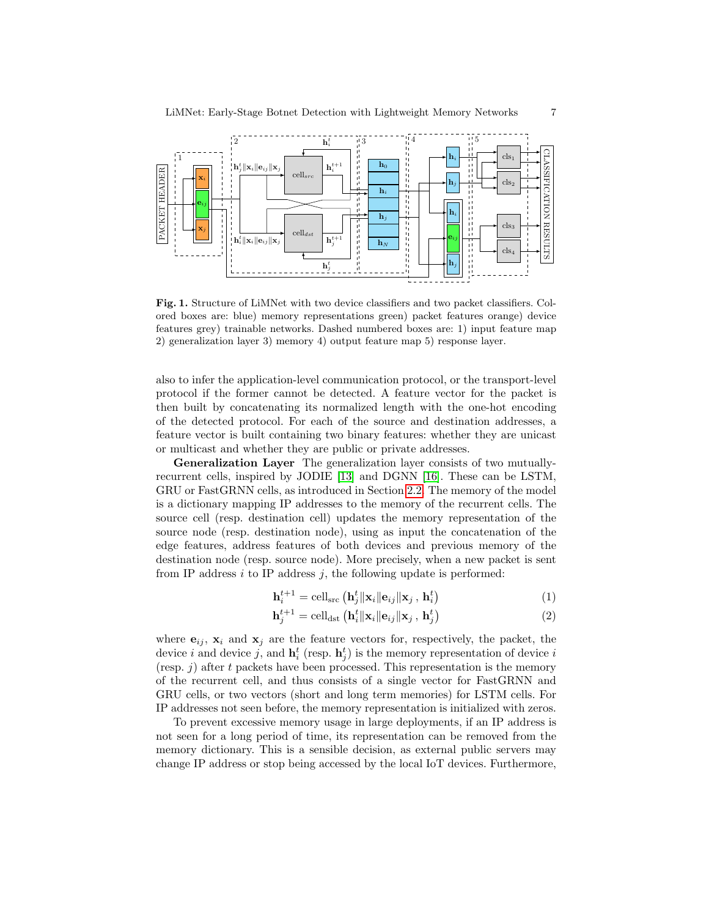**Fig. 1.** Structure of LiMNet with two device classifiers and two packet classifiers. Colored boxes are: blue) memory representations green) packet features orange) device features grey) trainable networks. Dashed numbered boxes are: 1) input feature map 2) generalization layer 3) memory 4) output feature map 5) response layer.

also to infer the application-level communication protocol, or the transport-level protocol if the former cannot be detected. A feature vector for the packet is then built by concatenating its normalized length with the one-hot encoding of the detected protocol. For each of the source and destination addresses, a feature vector is built containing two binary features: whether they are unicast or multicast and whether they are public or private addresses.

**Generalization Layer** The generalization layer consists of two mutually-recurrent cells, inspired by JODIE [13] and DGNN [16]. These can be LSTM, GRU or FastGRNN cells, as introduced in Section 2.2. The memory of the model is a dictionary mapping IP addresses to the memory of the recurrent cells. The source cell (resp. destination cell) updates the memory representation of the source node (resp. destination node), using as input the concatenation of the edge features, address features of both devices and previous memory of the destination node (resp. source node). More precisely, when a new packet is sent from IP address $i$ to IP address $j$, the following update is performed:

$$\mathbf{h}_i^{t+1} = \text{cell}_{\text{src}}\left(\mathbf{h}_j^t \| \mathbf{x}_i \| \mathbf{e}_{ij} \| \mathbf{x}_j \,,\, \mathbf{h}_i^t\right) \tag{1}$$

$$\mathbf{h}_j^{t+1} = \text{cell}_{\text{dst}}\left(\mathbf{h}_i^t \| \mathbf{x}_i \| \mathbf{e}_{ij} \| \mathbf{x}_j \,,\, \mathbf{h}_j^t\right) \tag{2}$$

where $\mathbf{e}_{ij}$, $\mathbf{x}_i$ and $\mathbf{x}_j$ are the feature vectors for, respectively, the packet, the device $i$ and device $j$, and $\mathbf{h}_i^t$ (resp. $\mathbf{h}_j^t$) is the memory representation of device $i$ (resp. $j$) after $t$ packets have been processed. This representation is the memory of the recurrent cell, and thus consists of a single vector for FastGRNN and GRU cells, or two vectors (short and long term memories) for LSTM cells. For IP addresses not seen before, the memory representation is initialized with zeros.

To prevent excessive memory usage in large deployments, if an IP address is not seen for a long period of time, its representation can be removed from the memory dictionary. This is a sensible decision, as external public servers may change IP address or stop being accessed by the local IoT devices. Furthermore,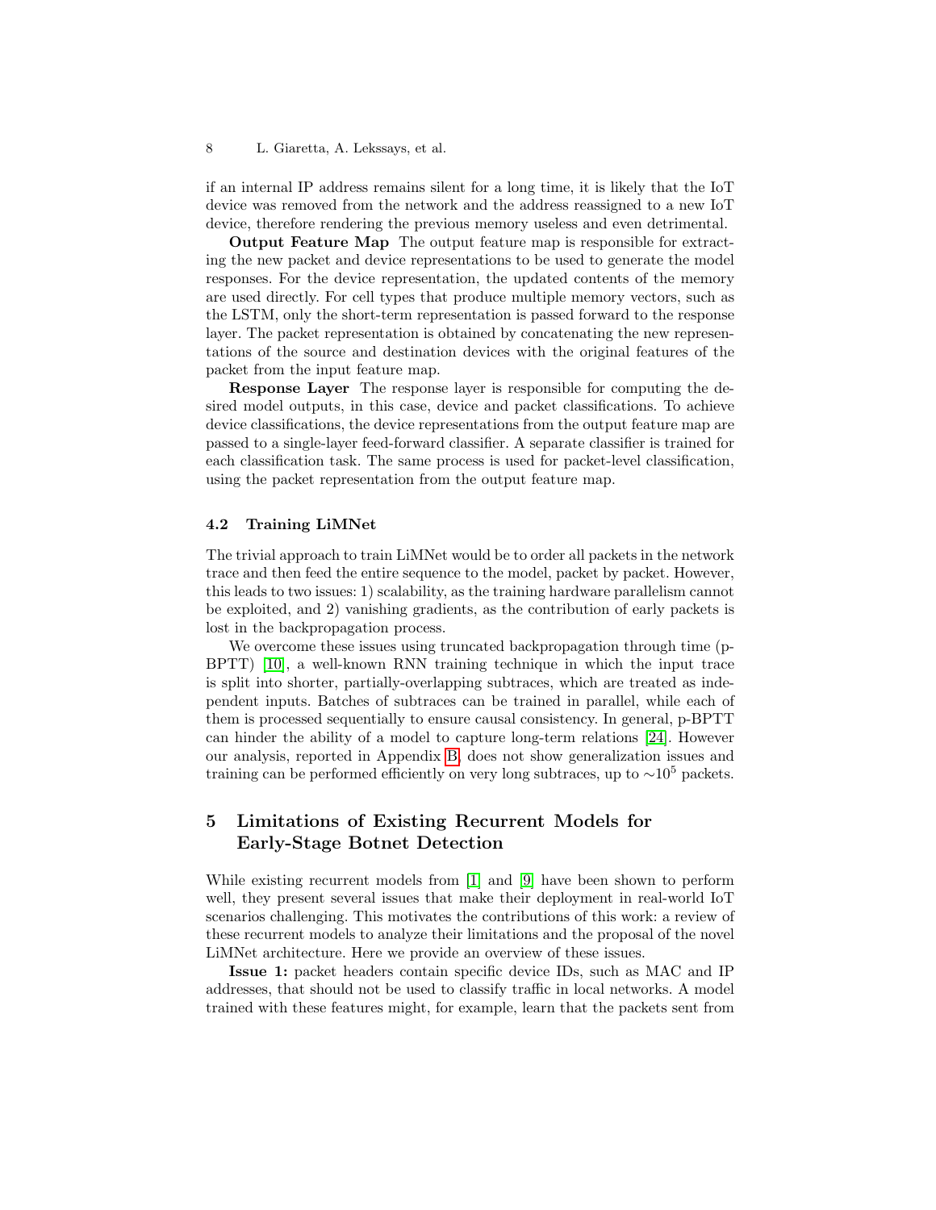if an internal IP address remains silent for a long time, it is likely that the IoT device was removed from the network and the address reassigned to a new IoT device, therefore rendering the previous memory useless and even detrimental.

**Output Feature Map** The output feature map is responsible for extracting the new packet and device representations to be used to generate the model responses. For the device representation, the updated contents of the memory are used directly. For cell types that produce multiple memory vectors, such as the LSTM, only the short-term representation is passed forward to the response layer. The packet representation is obtained by concatenating the new representations of the source and destination devices with the original features of the packet from the input feature map.

**Response Layer** The response layer is responsible for computing the desired model outputs, in this case, device and packet classifications. To achieve device classifications, the device representations from the output feature map are passed to a single-layer feed-forward classifier. A separate classifier is trained for each classification task. The same process is used for packet-level classification, using the packet representation from the output feature map.

### 4.2 Training LiMNet

The trivial approach to train LiMNet would be to order all packets in the network trace and then feed the entire sequence to the model, packet by packet. However, this leads to two issues: 1) scalability, as the training hardware parallelism cannot be exploited, and 2) vanishing gradients, as the contribution of early packets is lost in the backpropagation process.

We overcome these issues using truncated backpropagation through time (p-BPTT) [10], a well-known RNN training technique in which the input trace is split into shorter, partially-overlapping subtraces, which are treated as independent inputs. Batches of subtraces can be trained in parallel, while each of them is processed sequentially to ensure causal consistency. In general, p-BPTT can hinder the ability of a model to capture long-term relations [24]. However our analysis, reported in Appendix B, does not show generalization issues and training can be performed efficiently on very long subtraces, up to $\sim 10^5$ packets.

## 5 Limitations of Existing Recurrent Models for Early-Stage Botnet Detection

While existing recurrent models from [1] and [9] have been shown to perform well, they present several issues that make their deployment in real-world IoT scenarios challenging. This motivates the contributions of this work: a review of these recurrent models to analyze their limitations and the proposal of the novel LiMNet architecture. Here we provide an overview of these issues.

**Issue 1:** packet headers contain specific device IDs, such as MAC and IP addresses, that should not be used to classify traffic in local networks. A model trained with these features might, for example, learn that the packets sent from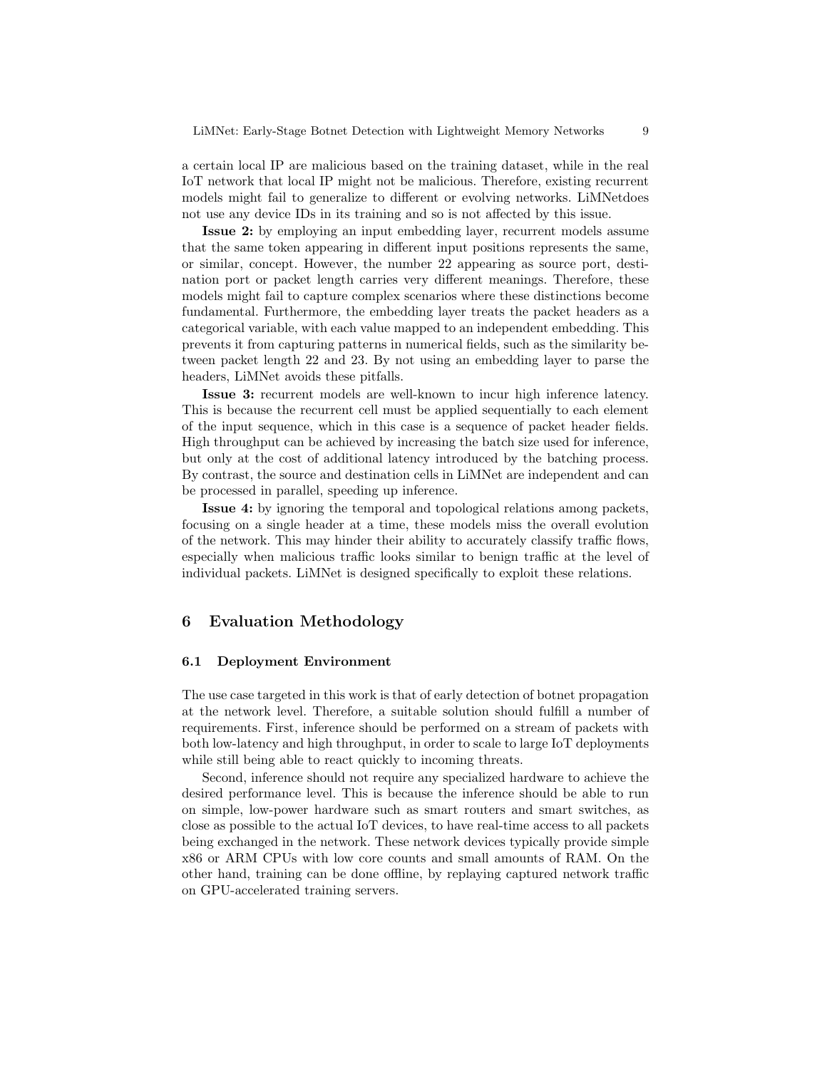a certain local IP are malicious based on the training dataset, while in the real IoT network that local IP might not be malicious. Therefore, existing recurrent models might fail to generalize to different or evolving networks. LiMNetdoes not use any device IDs in its training and so is not affected by this issue.

**Issue 2:** by employing an input embedding layer, recurrent models assume that the same token appearing in different input positions represents the same, or similar, concept. However, the number 22 appearing as source port, destination port or packet length carries very different meanings. Therefore, these models might fail to capture complex scenarios where these distinctions become fundamental. Furthermore, the embedding layer treats the packet headers as a categorical variable, with each value mapped to an independent embedding. This prevents it from capturing patterns in numerical fields, such as the similarity between packet length 22 and 23. By not using an embedding layer to parse the headers, LiMNet avoids these pitfalls.

**Issue 3:** recurrent models are well-known to incur high inference latency. This is because the recurrent cell must be applied sequentially to each element of the input sequence, which in this case is a sequence of packet header fields. High throughput can be achieved by increasing the batch size used for inference, but only at the cost of additional latency introduced by the batching process. By contrast, the source and destination cells in LiMNet are independent and can be processed in parallel, speeding up inference.

**Issue 4:** by ignoring the temporal and topological relations among packets, focusing on a single header at a time, these models miss the overall evolution of the network. This may hinder their ability to accurately classify traffic flows, especially when malicious traffic looks similar to benign traffic at the level of individual packets. LiMNet is designed specifically to exploit these relations.

## 6 Evaluation Methodology

### 6.1 Deployment Environment

The use case targeted in this work is that of early detection of botnet propagation at the network level. Therefore, a suitable solution should fulfill a number of requirements. First, inference should be performed on a stream of packets with both low-latency and high throughput, in order to scale to large IoT deployments while still being able to react quickly to incoming threats.

Second, inference should not require any specialized hardware to achieve the desired performance level. This is because the inference should be able to run on simple, low-power hardware such as smart routers and smart switches, as close as possible to the actual IoT devices, to have real-time access to all packets being exchanged in the network. These network devices typically provide simple x86 or ARM CPUs with low core counts and small amounts of RAM. On the other hand, training can be done offline, by replaying captured network traffic on GPU-accelerated training servers.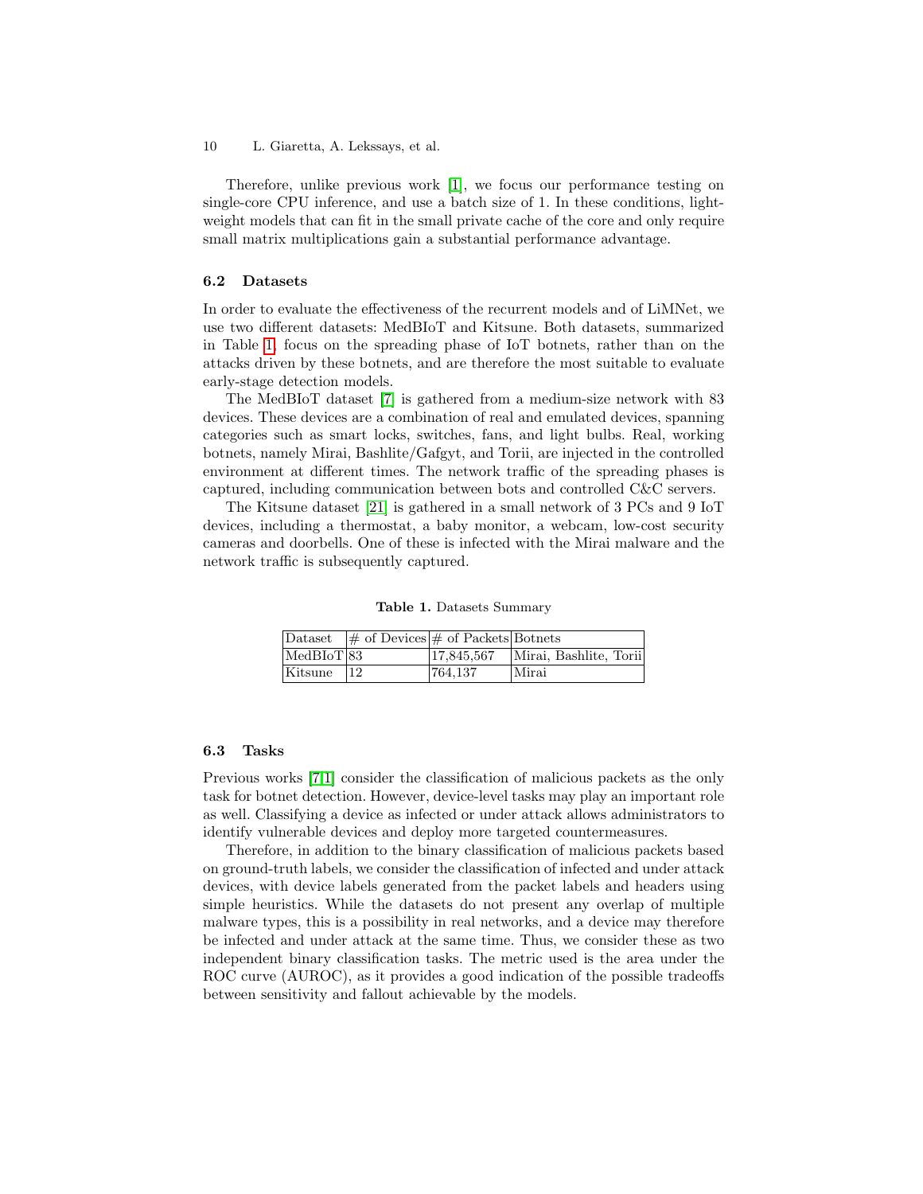Therefore, unlike previous work [1], we focus our performance testing on single-core CPU inference, and use a batch size of 1. In these conditions, lightweight models that can fit in the small private cache of the core and only require small matrix multiplications gain a substantial performance advantage.

### 6.2 Datasets

In order to evaluate the effectiveness of the recurrent models and of LiMNet, we use two different datasets: MedBIoT and Kitsune. Both datasets, summarized in Table 1, focus on the spreading phase of IoT botnets, rather than on the attacks driven by these botnets, and are therefore the most suitable to evaluate early-stage detection models.

The MedBIoT dataset [7] is gathered from a medium-size network with 83 devices. These devices are a combination of real and emulated devices, spanning categories such as smart locks, switches, fans, and light bulbs. Real, working botnets, namely Mirai, Bashlite/Gafgyt, and Torii, are injected in the controlled environment at different times. The network traffic of the spreading phases is captured, including communication between bots and controlled C&C servers.

The Kitsune dataset [21] is gathered in a small network of 3 PCs and 9 IoT devices, including a thermostat, a baby monitor, a webcam, low-cost security cameras and doorbells. One of these is infected with the Mirai malware and the network traffic is subsequently captured.

**Table 1.** Datasets Summary

| Dataset | # of Devices | # of Packets | Botnets |
|---|---|---|---|
| MedBIoT | 83 | 17,845,567 | Mirai, Bashlite, Torii |
| Kitsune | 12 | 764,137 | Mirai |

### 6.3 Tasks

Previous works [7,1] consider the classification of malicious packets as the only task for botnet detection. However, device-level tasks may play an important role as well. Classifying a device as infected or under attack allows administrators to identify vulnerable devices and deploy more targeted countermeasures.

Therefore, in addition to the binary classification of malicious packets based on ground-truth labels, we consider the classification of infected and under attack devices, with device labels generated from the packet labels and headers using simple heuristics. While the datasets do not present any overlap of multiple malware types, this is a possibility in real networks, and a device may therefore be infected and under attack at the same time. Thus, we consider these as two independent binary classification tasks. The metric used is the area under the ROC curve (AUROC), as it provides a good indication of the possible tradeoffs between sensitivity and fallout achievable by the models.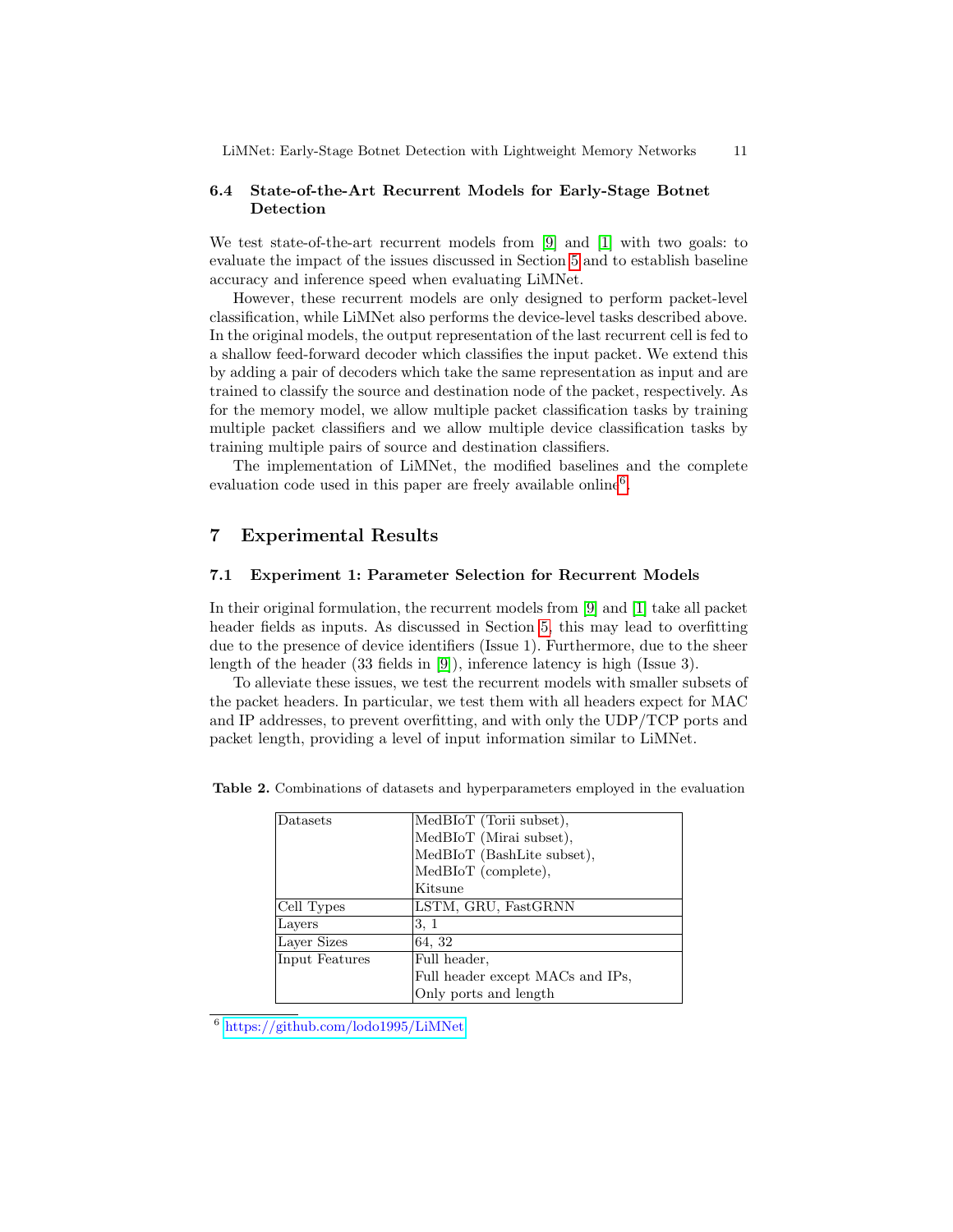### 6.4 State-of-the-Art Recurrent Models for Early-Stage Botnet Detection

We test state-of-the-art recurrent models from [9] and [1] with two goals: to evaluate the impact of the issues discussed in Section 5 and to establish baseline accuracy and inference speed when evaluating LiMNet.

However, these recurrent models are only designed to perform packet-level classification, while LiMNet also performs the device-level tasks described above. In the original models, the output representation of the last recurrent cell is fed to a shallow feed-forward decoder which classifies the input packet. We extend this by adding a pair of decoders which take the same representation as input and are trained to classify the source and destination node of the packet, respectively. As for the memory model, we allow multiple packet classification tasks by training multiple packet classifiers and we allow multiple device classification tasks by training multiple pairs of source and destination classifiers.

The implementation of LiMNet, the modified baselines and the complete evaluation code used in this paper are freely available online[6].

## 7 Experimental Results

### 7.1 Experiment 1: Parameter Selection for Recurrent Models

In their original formulation, the recurrent models from [9] and [1] take all packet header fields as inputs. As discussed in Section 5, this may lead to overfitting due to the presence of device identifiers (Issue 1). Furthermore, due to the sheer length of the header (33 fields in [9]), inference latency is high (Issue 3).

To alleviate these issues, we test the recurrent models with smaller subsets of the packet headers. In particular, we test them with all headers expect for MAC and IP addresses, to prevent overfitting, and with only the UDP/TCP ports and packet length, providing a level of input information similar to LiMNet.

**Table 2.** Combinations of datasets and hyperparameters employed in the evaluation

| | |
|---|---|
| Datasets | MedBIoT (Torii subset), MedBIoT (Mirai subset), MedBIoT (BashLite subset), MedBIoT (complete), Kitsune |
| Cell Types | LSTM, GRU, FastGRNN |
| Layers | 3, 1 |
| Layer Sizes | 64, 32 |
| Input Features | Full header, Full header except MACs and IPs, Only ports and length |

[6] https://github.com/lodo1995/LiMNet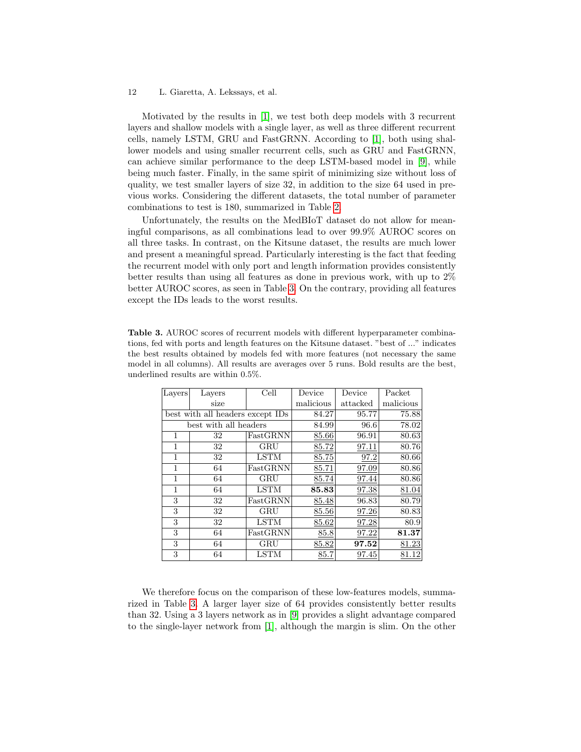Motivated by the results in [1], we test both deep models with 3 recurrent layers and shallow models with a single layer, as well as three different recurrent cells, namely LSTM, GRU and FastGRNN. According to [1], both using shallower models and using smaller recurrent cells, such as GRU and FastGRNN, can achieve similar performance to the deep LSTM-based model in [9], while being much faster. Finally, in the same spirit of minimizing size without loss of quality, we test smaller layers of size 32, in addition to the size 64 used in previous works. Considering the different datasets, the total number of parameter combinations to test is 180, summarized in Table 2.

Unfortunately, the results on the MedBIoT dataset do not allow for meaningful comparisons, as all combinations lead to over 99.9% AUROC scores on all three tasks. In contrast, on the Kitsune dataset, the results are much lower and present a meaningful spread. Particularly interesting is the fact that feeding the recurrent model with only port and length information provides consistently better results than using all features as done in previous work, with up to 2% better AUROC scores, as seen in Table 3. On the contrary, providing all features except the IDs leads to the worst results.

**Table 3.** AUROC scores of recurrent models with different hyperparameter combinations, fed with ports and length features on the Kitsune dataset. "best of ..." indicates the best results obtained by models fed with more features (not necessary the same model in all columns). All results are averages over 5 runs. Bold results are the best, underlined results are within 0.5%.

| Layers | Layers size | Cell | Device malicious | Device attacked | Packet malicious |
|---|---|---|---|---|---|
| best with all headers except IDs | | | 84.27 | 95.77 | 75.88 |
| best with all headers | | | 84.99 | 96.6 | 78.02 |
| 1 | 32 | FastGRNN | <u>85.66</u> | 96.91 | 80.63 |
| 1 | 32 | GRU | <u>85.72</u> | <u>97.11</u> | 80.76 |
| 1 | 32 | LSTM | <u>85.75</u> | <u>97.2</u> | 80.66 |
| 1 | 64 | FastGRNN | <u>85.71</u> | <u>97.09</u> | 80.86 |
| 1 | 64 | GRU | <u>85.74</u> | <u>97.44</u> | 80.86 |
| 1 | 64 | LSTM | **85.83** | <u>97.38</u> | <u>81.04</u> |
| 3 | 32 | FastGRNN | <u>85.48</u> | 96.83 | 80.79 |
| 3 | 32 | GRU | <u>85.56</u> | <u>97.26</u> | 80.83 |
| 3 | 32 | LSTM | <u>85.62</u> | <u>97.28</u> | 80.9 |
| 3 | 64 | FastGRNN | <u>85.8</u> | <u>97.22</u> | **81.37** |
| 3 | 64 | GRU | <u>85.82</u> | **97.52** | <u>81.23</u> |
| 3 | 64 | LSTM | <u>85.7</u> | <u>97.45</u> | <u>81.12</u> |

We therefore focus on the comparison of these low-features models, summarized in Table 3. A larger layer size of 64 provides consistently better results than 32. Using a 3 layers network as in [9] provides a slight advantage compared to the single-layer network from [1], although the margin is slim. On the other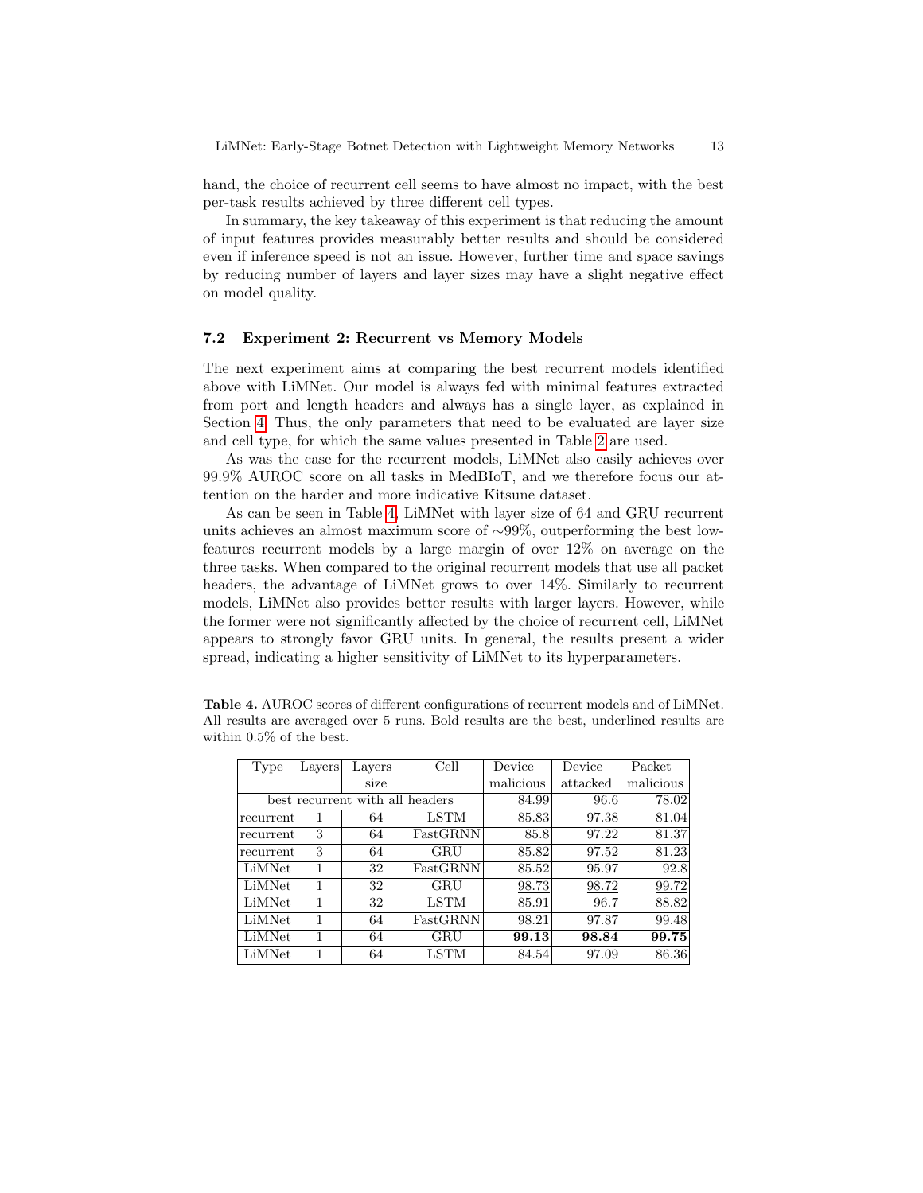hand, the choice of recurrent cell seems to have almost no impact, with the best per-task results achieved by three different cell types.

In summary, the key takeaway of this experiment is that reducing the amount of input features provides measurably better results and should be considered even if inference speed is not an issue. However, further time and space savings by reducing number of layers and layer sizes may have a slight negative effect on model quality.

### 7.2 Experiment 2: Recurrent vs Memory Models

The next experiment aims at comparing the best recurrent models identified above with LiMNet. Our model is always fed with minimal features extracted from port and length headers and always has a single layer, as explained in Section 4. Thus, the only parameters that need to be evaluated are layer size and cell type, for which the same values presented in Table 2 are used.

As was the case for the recurrent models, LiMNet also easily achieves over 99.9% AUROC score on all tasks in MedBIoT, and we therefore focus our attention on the harder and more indicative Kitsune dataset.

As can be seen in Table 4, LiMNet with layer size of 64 and GRU recurrent units achieves an almost maximum score of ∼99%, outperforming the best low-features recurrent models by a large margin of over 12% on average on the three tasks. When compared to the original recurrent models that use all packet headers, the advantage of LiMNet grows to over 14%. Similarly to recurrent models, LiMNet also provides better results with larger layers. However, while the former were not significantly affected by the choice of recurrent cell, LiMNet appears to strongly favor GRU units. In general, the results present a wider spread, indicating a higher sensitivity of LiMNet to its hyperparameters.

**Table 4.** AUROC scores of different configurations of recurrent models and of LiMNet. All results are averaged over 5 runs. Bold results are the best, underlined results are within 0.5% of the best.

| Type | Layers | Layers size | Cell | Device malicious | Device attacked | Packet malicious |
|---|---|---|---|---|---|---|
| best recurrent with all headers | | | | 84.99 | 96.6 | 78.02 |
| recurrent | 1 | 64 | LSTM | 85.83 | 97.38 | 81.04 |
| recurrent | 3 | 64 | FastGRNN | 85.8 | 97.22 | 81.37 |
| recurrent | 3 | 64 | GRU | 85.82 | 97.52 | 81.23 |
| LiMNet | 1 | 32 | FastGRNN | 85.52 | 95.97 | 92.8 |
| LiMNet | 1 | 32 | GRU | <u>98.73</u> | <u>98.72</u> | <u>99.72</u> |
| LiMNet | 1 | 32 | LSTM | 85.91 | 96.7 | 88.82 |
| LiMNet | 1 | 64 | FastGRNN | 98.21 | 97.87 | <u>99.48</u> |
| LiMNet | 1 | 64 | GRU | **99.13** | **98.84** | **99.75** |
| LiMNet | 1 | 64 | LSTM | 84.54 | 97.09 | 86.36 |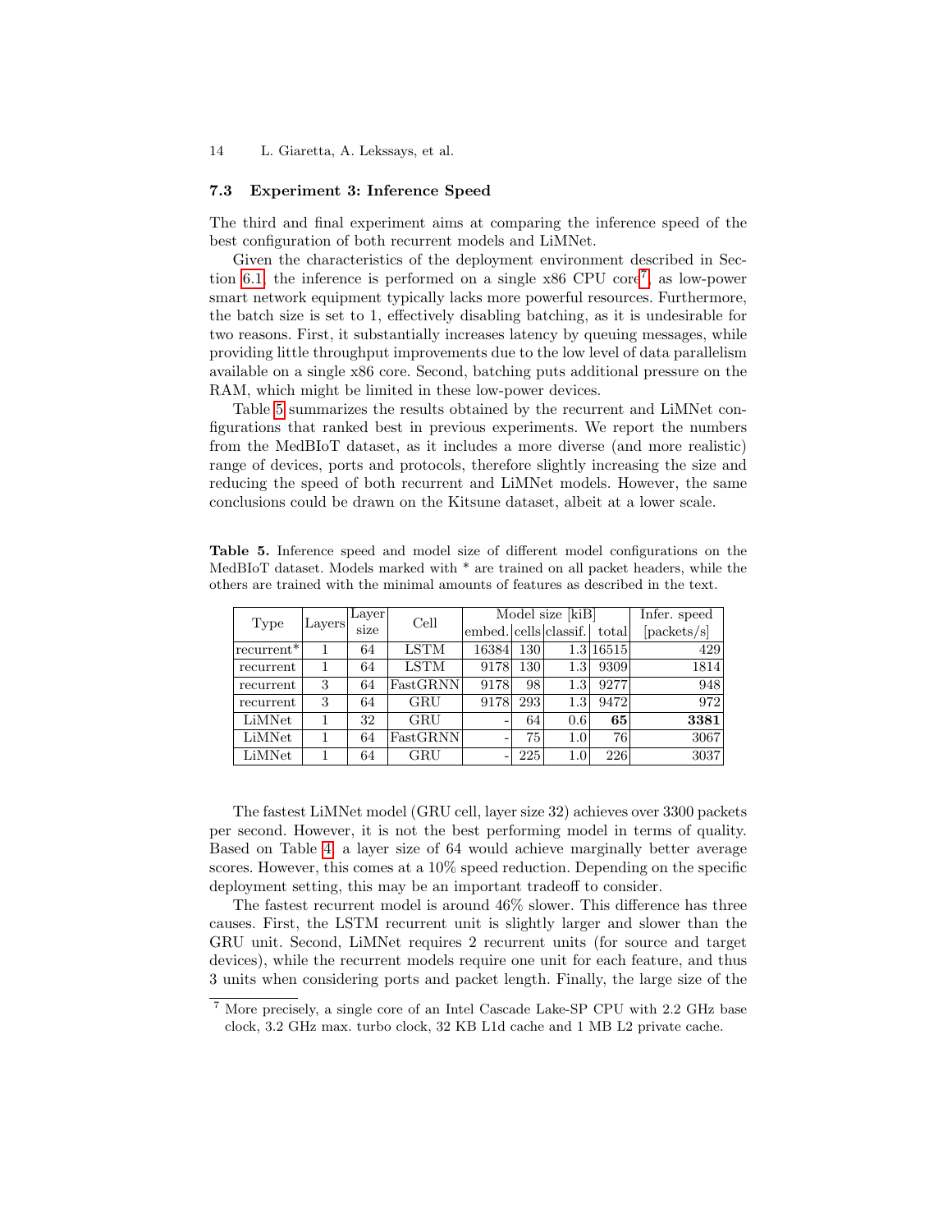### 7.3 Experiment 3: Inference Speed

The third and final experiment aims at comparing the inference speed of the best configuration of both recurrent models and LiMNet.

Given the characteristics of the deployment environment described in Section 6.1, the inference is performed on a single x86 CPU core[7], as low-power smart network equipment typically lacks more powerful resources. Furthermore, the batch size is set to 1, effectively disabling batching, as it is undesirable for two reasons. First, it substantially increases latency by queuing messages, while providing little throughput improvements due to the low level of data parallelism available on a single x86 core. Second, batching puts additional pressure on the RAM, which might be limited in these low-power devices.

Table 5 summarizes the results obtained by the recurrent and LiMNet configurations that ranked best in previous experiments. We report the numbers from the MedBIoT dataset, as it includes a more diverse (and more realistic) range of devices, ports and protocols, therefore slightly increasing the size and reducing the speed of both recurrent and LiMNet models. However, the same conclusions could be drawn on the Kitsune dataset, albeit at a lower scale.

**Table 5.** Inference speed and model size of different model configurations on the MedBIoT dataset. Models marked with * are trained on all packet headers, while the others are trained with the minimal amounts of features as described in the text.

| Type | Layers | Layer size | Cell | Model size [kiB] | | | | Infer. speed |
|---|---|---|---|---|---|---|---|---|
| | | | | embed. | cells | classif. | total | [packets/s] |
| recurrent* | 1 | 64 | LSTM | 16384 | 130 | 1.3 | 16515 | 429 |
| recurrent | 1 | 64 | LSTM | 9178 | 130 | 1.3 | 9309 | 1814 |
| recurrent | 3 | 64 | FastGRNN | 9178 | 98 | 1.3 | 9277 | 948 |
| recurrent | 3 | 64 | GRU | 9178 | 293 | 1.3 | 9472 | 972 |
| LiMNet | 1 | 32 | GRU | - | 64 | 0.6 | **65** | **3381** |
| LiMNet | 1 | 64 | FastGRNN | - | 75 | 1.0 | 76 | 3067 |
| LiMNet | 1 | 64 | GRU | - | 225 | 1.0 | 226 | 3037 |

The fastest LiMNet model (GRU cell, layer size 32) achieves over 3300 packets per second. However, it is not the best performing model in terms of quality. Based on Table 4, a layer size of 64 would achieve marginally better average scores. However, this comes at a 10% speed reduction. Depending on the specific deployment setting, this may be an important tradeoff to consider.

The fastest recurrent model is around 46% slower. This difference has three causes. First, the LSTM recurrent unit is slightly larger and slower than the GRU unit. Second, LiMNet requires 2 recurrent units (for source and target devices), while the recurrent models require one unit for each feature, and thus 3 units when considering ports and packet length. Finally, the large size of the

[7] More precisely, a single core of an Intel Cascade Lake-SP CPU with 2.2 GHz base clock, 3.2 GHz max. turbo clock, 32 KB L1d cache and 1 MB L2 private cache.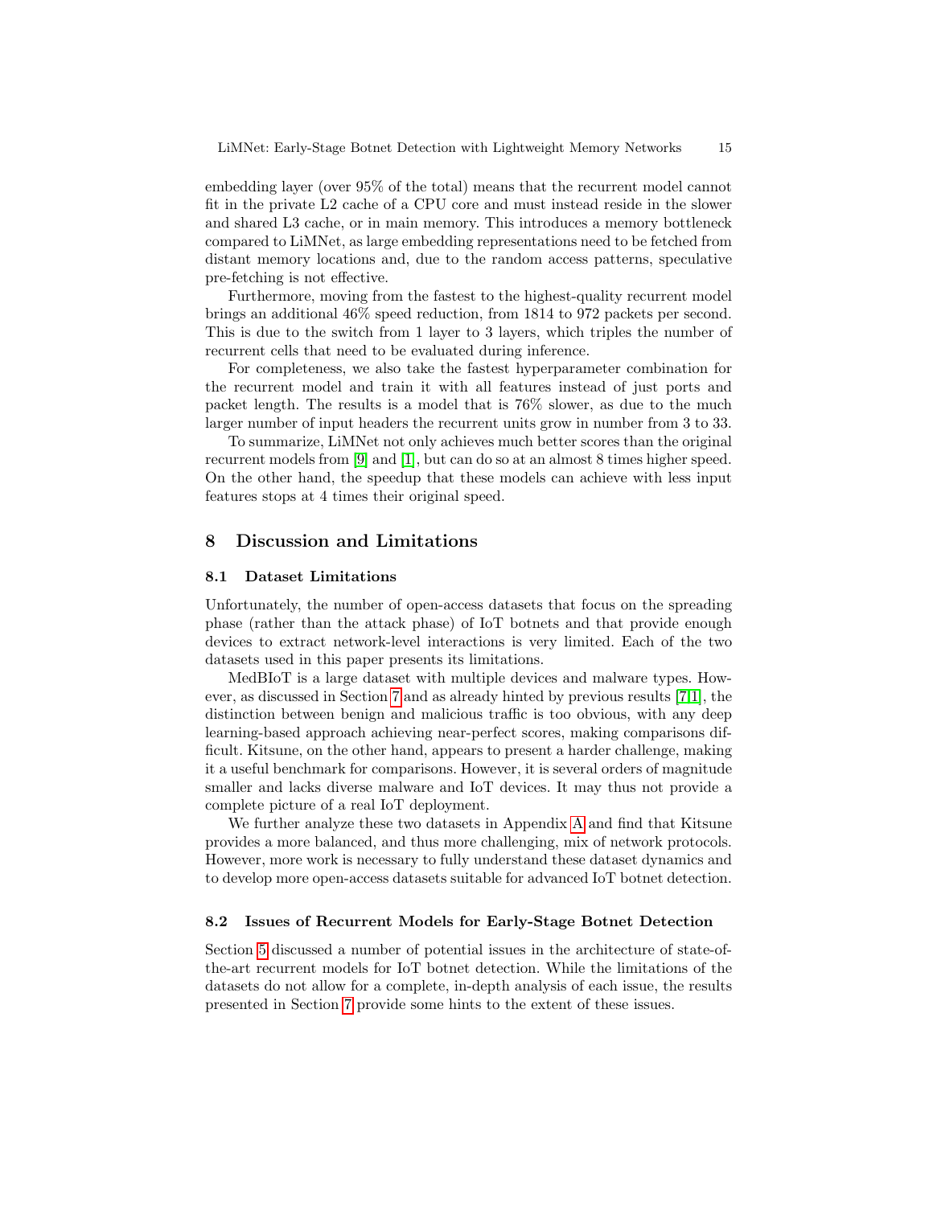embedding layer (over 95% of the total) means that the recurrent model cannot fit in the private L2 cache of a CPU core and must instead reside in the slower and shared L3 cache, or in main memory. This introduces a memory bottleneck compared to LiMNet, as large embedding representations need to be fetched from distant memory locations and, due to the random access patterns, speculative pre-fetching is not effective.

Furthermore, moving from the fastest to the highest-quality recurrent model brings an additional 46% speed reduction, from 1814 to 972 packets per second. This is due to the switch from 1 layer to 3 layers, which triples the number of recurrent cells that need to be evaluated during inference.

For completeness, we also take the fastest hyperparameter combination for the recurrent model and train it with all features instead of just ports and packet length. The results is a model that is 76% slower, as due to the much larger number of input headers the recurrent units grow in number from 3 to 33.

To summarize, LiMNet not only achieves much better scores than the original recurrent models from [9] and [1], but can do so at an almost 8 times higher speed. On the other hand, the speedup that these models can achieve with less input features stops at 4 times their original speed.

## 8 Discussion and Limitations

### 8.1 Dataset Limitations

Unfortunately, the number of open-access datasets that focus on the spreading phase (rather than the attack phase) of IoT botnets and that provide enough devices to extract network-level interactions is very limited. Each of the two datasets used in this paper presents its limitations.

MedBIoT is a large dataset with multiple devices and malware types. However, as discussed in Section 7 and as already hinted by previous results [7,1], the distinction between benign and malicious traffic is too obvious, with any deep learning-based approach achieving near-perfect scores, making comparisons difficult. Kitsune, on the other hand, appears to present a harder challenge, making it a useful benchmark for comparisons. However, it is several orders of magnitude smaller and lacks diverse malware and IoT devices. It may thus not provide a complete picture of a real IoT deployment.

We further analyze these two datasets in Appendix A and find that Kitsune provides a more balanced, and thus more challenging, mix of network protocols. However, more work is necessary to fully understand these dataset dynamics and to develop more open-access datasets suitable for advanced IoT botnet detection.

### 8.2 Issues of Recurrent Models for Early-Stage Botnet Detection

Section 5 discussed a number of potential issues in the architecture of state-of-the-art recurrent models for IoT botnet detection. While the limitations of the datasets do not allow for a complete, in-depth analysis of each issue, the results presented in Section 7 provide some hints to the extent of these issues.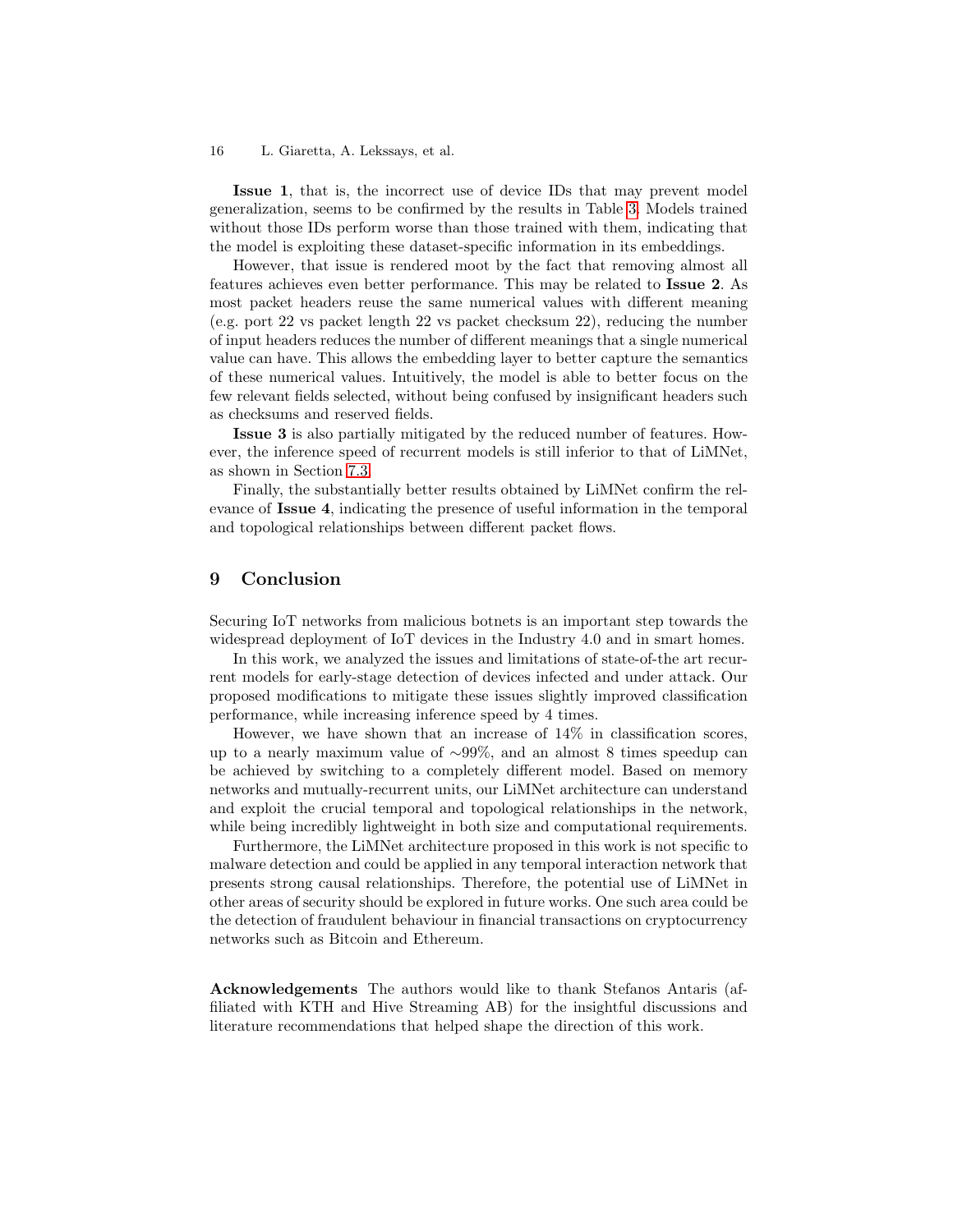**Issue 1**, that is, the incorrect use of device IDs that may prevent model generalization, seems to be confirmed by the results in Table 3. Models trained without those IDs perform worse than those trained with them, indicating that the model is exploiting these dataset-specific information in its embeddings.

However, that issue is rendered moot by the fact that removing almost all features achieves even better performance. This may be related to **Issue 2**. As most packet headers reuse the same numerical values with different meaning (e.g. port 22 vs packet length 22 vs packet checksum 22), reducing the number of input headers reduces the number of different meanings that a single numerical value can have. This allows the embedding layer to better capture the semantics of these numerical values. Intuitively, the model is able to better focus on the few relevant fields selected, without being confused by insignificant headers such as checksums and reserved fields.

**Issue 3** is also partially mitigated by the reduced number of features. However, the inference speed of recurrent models is still inferior to that of LiMNet, as shown in Section 7.3.

Finally, the substantially better results obtained by LiMNet confirm the relevance of **Issue 4**, indicating the presence of useful information in the temporal and topological relationships between different packet flows.

## 9 Conclusion

Securing IoT networks from malicious botnets is an important step towards the widespread deployment of IoT devices in the Industry 4.0 and in smart homes.

In this work, we analyzed the issues and limitations of state-of-the art recurrent models for early-stage detection of devices infected and under attack. Our proposed modifications to mitigate these issues slightly improved classification performance, while increasing inference speed by 4 times.

However, we have shown that an increase of 14% in classification scores, up to a nearly maximum value of $\sim$99%, and an almost 8 times speedup can be achieved by switching to a completely different model. Based on memory networks and mutually-recurrent units, our LiMNet architecture can understand and exploit the crucial temporal and topological relationships in the network, while being incredibly lightweight in both size and computational requirements.

Furthermore, the LiMNet architecture proposed in this work is not specific to malware detection and could be applied in any temporal interaction network that presents strong causal relationships. Therefore, the potential use of LiMNet in other areas of security should be explored in future works. One such area could be the detection of fraudulent behaviour in financial transactions on cryptocurrency networks such as Bitcoin and Ethereum.

**Acknowledgements** The authors would like to thank Stefanos Antaris (affiliated with KTH and Hive Streaming AB) for the insightful discussions and literature recommendations that helped shape the direction of this work.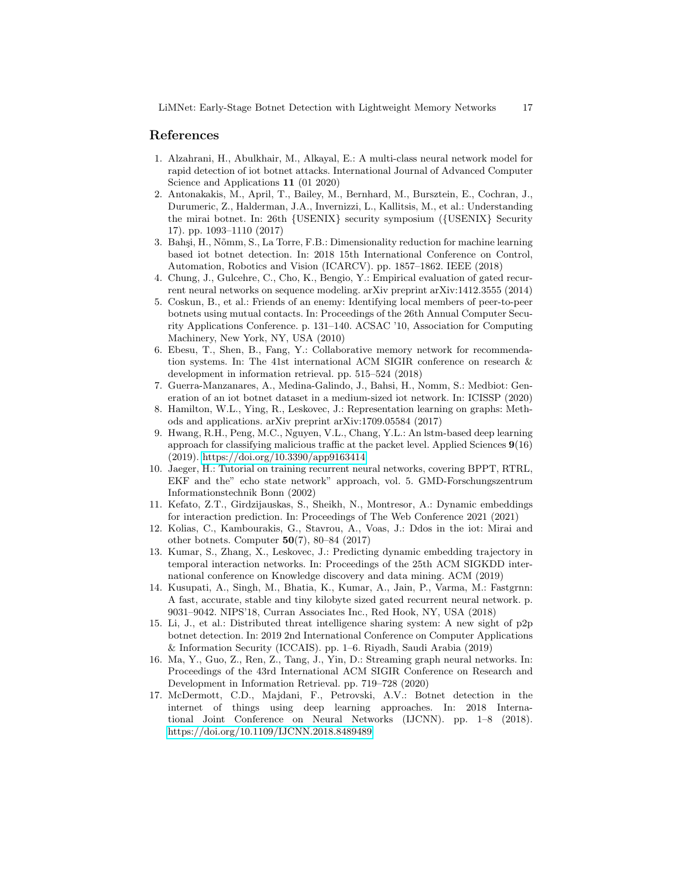## References

1. Alzahrani, H., Abulkhair, M., Alkayal, E.: A multi-class neural network model for rapid detection of iot botnet attacks. International Journal of Advanced Computer Science and Applications **11** (01 2020)
2. Antonakakis, M., April, T., Bailey, M., Bernhard, M., Bursztein, E., Cochran, J., Durumeric, Z., Halderman, J.A., Invernizzi, L., Kallitsis, M., et al.: Understanding the mirai botnet. In: 26th {USENIX} security symposium ({USENIX} Security 17). pp. 1093–1110 (2017)
3. Bahşi, H., Nõmm, S., La Torre, F.B.: Dimensionality reduction for machine learning based iot botnet detection. In: 2018 15th International Conference on Control, Automation, Robotics and Vision (ICARCV). pp. 1857–1862. IEEE (2018)
4. Chung, J., Gulcehre, C., Cho, K., Bengio, Y.: Empirical evaluation of gated recurrent neural networks on sequence modeling. arXiv preprint arXiv:1412.3555 (2014)
5. Coskun, B., et al.: Friends of an enemy: Identifying local members of peer-to-peer botnets using mutual contacts. In: Proceedings of the 26th Annual Computer Security Applications Conference. p. 131–140. ACSAC '10, Association for Computing Machinery, New York, NY, USA (2010)
6. Ebesu, T., Shen, B., Fang, Y.: Collaborative memory network for recommendation systems. In: The 41st international ACM SIGIR conference on research & development in information retrieval. pp. 515–524 (2018)
7. Guerra-Manzanares, A., Medina-Galindo, J., Bahsi, H., Nomm, S.: Medbiot: Generation of an iot botnet dataset in a medium-sized iot network. In: ICISSP (2020)
8. Hamilton, W.L., Ying, R., Leskovec, J.: Representation learning on graphs: Methods and applications. arXiv preprint arXiv:1709.05584 (2017)
9. Hwang, R.H., Peng, M.C., Nguyen, V.L., Chang, Y.L.: An lstm-based deep learning approach for classifying malicious traffic at the packet level. Applied Sciences **9**(16) (2019). https://doi.org/10.3390/app9163414
10. Jaeger, H.: Tutorial on training recurrent neural networks, covering BPPT, RTRL, EKF and the" echo state network" approach, vol. 5. GMD-Forschungszentrum Informationstechnik Bonn (2002)
11. Kefato, Z.T., Girdzijauskas, S., Sheikh, N., Montresor, A.: Dynamic embeddings for interaction prediction. In: Proceedings of The Web Conference 2021 (2021)
12. Kolias, C., Kambourakis, G., Stavrou, A., Voas, J.: Ddos in the iot: Mirai and other botnets. Computer **50**(7), 80–84 (2017)
13. Kumar, S., Zhang, X., Leskovec, J.: Predicting dynamic embedding trajectory in temporal interaction networks. In: Proceedings of the 25th ACM SIGKDD international conference on Knowledge discovery and data mining. ACM (2019)
14. Kusupati, A., Singh, M., Bhatia, K., Kumar, A., Jain, P., Varma, M.: Fastgrnn: A fast, accurate, stable and tiny kilobyte sized gated recurrent neural network. p. 9031–9042. NIPS'18, Curran Associates Inc., Red Hook, NY, USA (2018)
15. Li, J., et al.: Distributed threat intelligence sharing system: A new sight of p2p botnet detection. In: 2019 2nd International Conference on Computer Applications & Information Security (ICCAIS). pp. 1–6. Riyadh, Saudi Arabia (2019)
16. Ma, Y., Guo, Z., Ren, Z., Tang, J., Yin, D.: Streaming graph neural networks. In: Proceedings of the 43rd International ACM SIGIR Conference on Research and Development in Information Retrieval. pp. 719–728 (2020)
17. McDermott, C.D., Majdani, F., Petrovski, A.V.: Botnet detection in the internet of things using deep learning approaches. In: 2018 International Joint Conference on Neural Networks (IJCNN). pp. 1–8 (2018). https://doi.org/10.1109/IJCNN.2018.8489489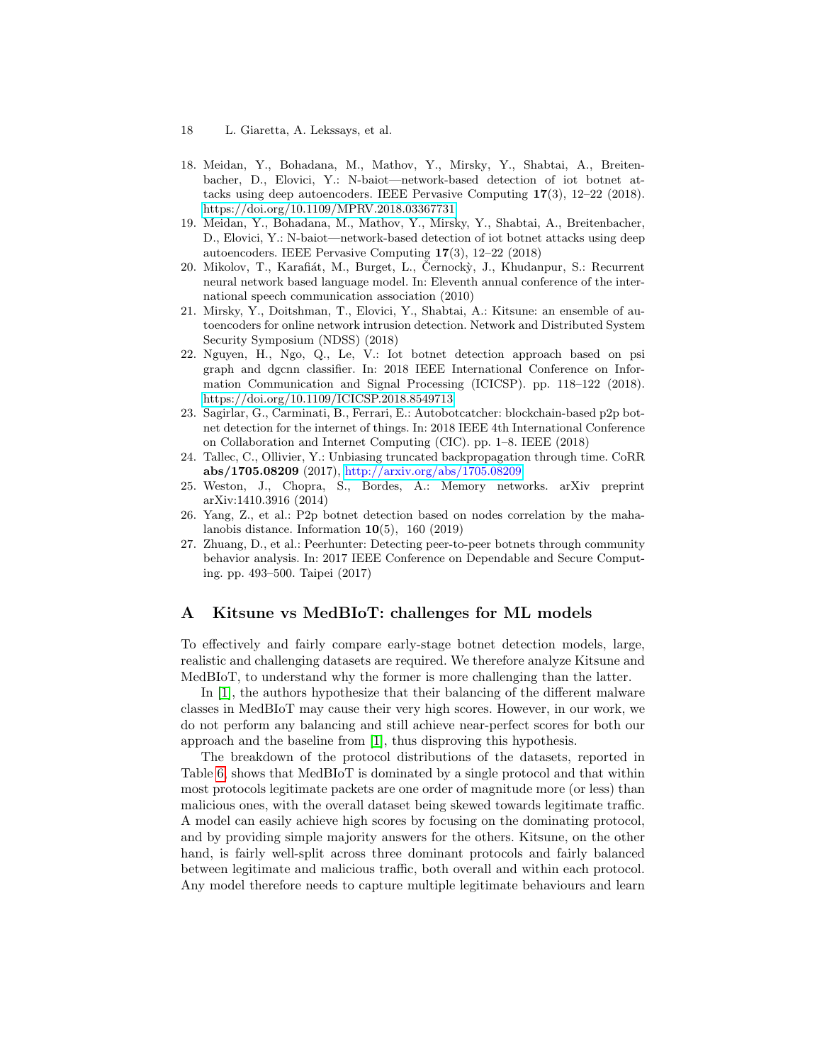18. Meidan, Y., Bohadana, M., Mathov, Y., Mirsky, Y., Shabtai, A., Breitenbacher, D., Elovici, Y.: N-baiot—network-based detection of iot botnet attacks using deep autoencoders. IEEE Pervasive Computing **17**(3), 12–22 (2018). https://doi.org/10.1109/MPRV.2018.03367731
19. Meidan, Y., Bohadana, M., Mathov, Y., Mirsky, Y., Shabtai, A., Breitenbacher, D., Elovici, Y.: N-baiot—network-based detection of iot botnet attacks using deep autoencoders. IEEE Pervasive Computing **17**(3), 12–22 (2018)
20. Mikolov, T., Karafiát, M., Burget, L., Černockỳ, J., Khudanpur, S.: Recurrent neural network based language model. In: Eleventh annual conference of the international speech communication association (2010)
21. Mirsky, Y., Doitshman, T., Elovici, Y., Shabtai, A.: Kitsune: an ensemble of autoencoders for online network intrusion detection. Network and Distributed System Security Symposium (NDSS) (2018)
22. Nguyen, H., Ngo, Q., Le, V.: Iot botnet detection approach based on psi graph and dgcnn classifier. In: 2018 IEEE International Conference on Information Communication and Signal Processing (ICICSP). pp. 118–122 (2018). https://doi.org/10.1109/ICICSP.2018.8549713
23. Sagirlar, G., Carminati, B., Ferrari, E.: Autobotcatcher: blockchain-based p2p botnet detection for the internet of things. In: 2018 IEEE 4th International Conference on Collaboration and Internet Computing (CIC). pp. 1–8. IEEE (2018)
24. Tallec, C., Ollivier, Y.: Unbiasing truncated backpropagation through time. CoRR **abs/1705.08209** (2017), http://arxiv.org/abs/1705.08209
25. Weston, J., Chopra, S., Bordes, A.: Memory networks. arXiv preprint arXiv:1410.3916 (2014)
26. Yang, Z., et al.: P2p botnet detection based on nodes correlation by the mahalanobis distance. Information **10**(5), 160 (2019)
27. Zhuang, D., et al.: Peerhunter: Detecting peer-to-peer botnets through community behavior analysis. In: 2017 IEEE Conference on Dependable and Secure Computing. pp. 493–500. Taipei (2017)

# A Kitsune vs MedBIoT: challenges for ML models

To effectively and fairly compare early-stage botnet detection models, large, realistic and challenging datasets are required. We therefore analyze Kitsune and MedBIoT, to understand why the former is more challenging than the latter.

In [1], the authors hypothesize that their balancing of the different malware classes in MedBIoT may cause their very high scores. However, in our work, we do not perform any balancing and still achieve near-perfect scores for both our approach and the baseline from [1], thus disproving this hypothesis.

The breakdown of the protocol distributions of the datasets, reported in Table 6, shows that MedBIoT is dominated by a single protocol and that within most protocols legitimate packets are one order of magnitude more (or less) than malicious ones, with the overall dataset being skewed towards legitimate traffic. A model can easily achieve high scores by focusing on the dominating protocol, and by providing simple majority answers for the others. Kitsune, on the other hand, is fairly well-split across three dominant protocols and fairly balanced between legitimate and malicious traffic, both overall and within each protocol. Any model therefore needs to capture multiple legitimate behaviours and learn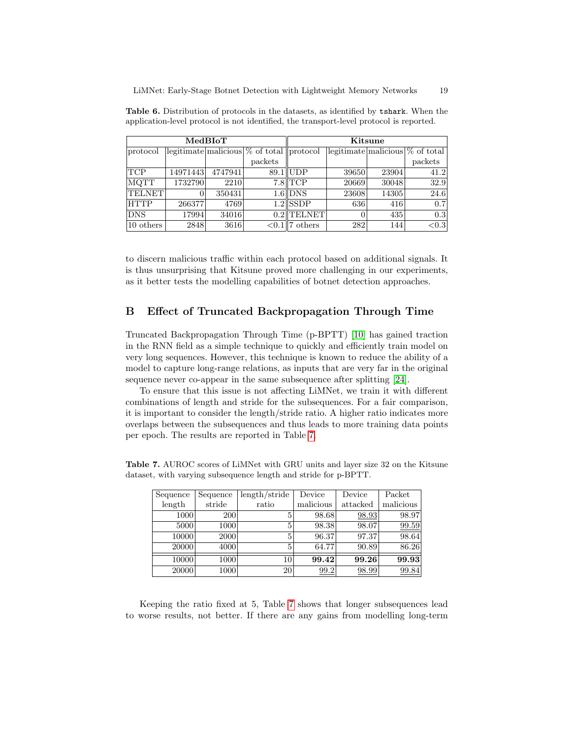**Table 6.** Distribution of protocols in the datasets, as identified by `tshark`. When the application-level protocol is not identified, the transport-level protocol is reported.

| MedBIoT | | | | Kitsune | | | |
|---|---|---|---|---|---|---|---|
| protocol | legitimate | malicious | % of total packets | protocol | legitimate | malicious | % of total packets |
| TCP | 14971443 | 4747941 | 89.1 | UDP | 39650 | 23904 | 41.2 |
| MQTT | 1732790 | 2210 | 7.8 | TCP | 20669 | 30048 | 32.9 |
| TELNET | 0 | 350431 | 1.6 | DNS | 23608 | 14305 | 24.6 |
| HTTP | 266377 | 4769 | 1.2 | SSDP | 636 | 416 | 0.7 |
| DNS | 17994 | 34016 | 0.2 | TELNET | 0 | 435 | 0.3 |
| 10 others | 2848 | 3616 | <0.1 | 7 others | 282 | 144 | <0.3 |

to discern malicious traffic within each protocol based on additional signals. It is thus unsurprising that Kitsune proved more challenging in our experiments, as it better tests the modelling capabilities of botnet detection approaches.

## B Effect of Truncated Backpropagation Through Time

Truncated Backpropagation Through Time (p-BPTT) [10] has gained traction in the RNN field as a simple technique to quickly and efficiently train model on very long sequences. However, this technique is known to reduce the ability of a model to capture long-range relations, as inputs that are very far in the original sequence never co-appear in the same subsequence after splitting [24].

To ensure that this issue is not affecting LiMNet, we train it with different combinations of length and stride for the subsequences. For a fair comparison, it is important to consider the length/stride ratio. A higher ratio indicates more overlaps between the subsequences and thus leads to more training data points per epoch. The results are reported in Table 7.

**Table 7.** AUROC scores of LiMNet with GRU units and layer size 32 on the Kitsune dataset, with varying subsequence length and stride for p-BPTT.

| Sequence length | Sequence stride | length/stride ratio | Device malicious | Device attacked | Packet malicious |
|---|---|---|---|---|---|
| 1000 | 200 | 5 | 98.68 | 98.93 | 98.97 |
| 5000 | 1000 | 5 | 98.38 | 98.07 | 99.59 |
| 10000 | 2000 | 5 | 96.37 | 97.37 | 98.64 |
| 20000 | 4000 | 5 | 64.77 | 90.89 | 86.26 |
| 10000 | 1000 | 10 | **99.42** | **99.26** | **99.93** |
| 20000 | 1000 | 20 | 99.2 | 98.99 | 99.84 |

Keeping the ratio fixed at 5, Table 7 shows that longer subsequences lead to worse results, not better. If there are any gains from modelling long-term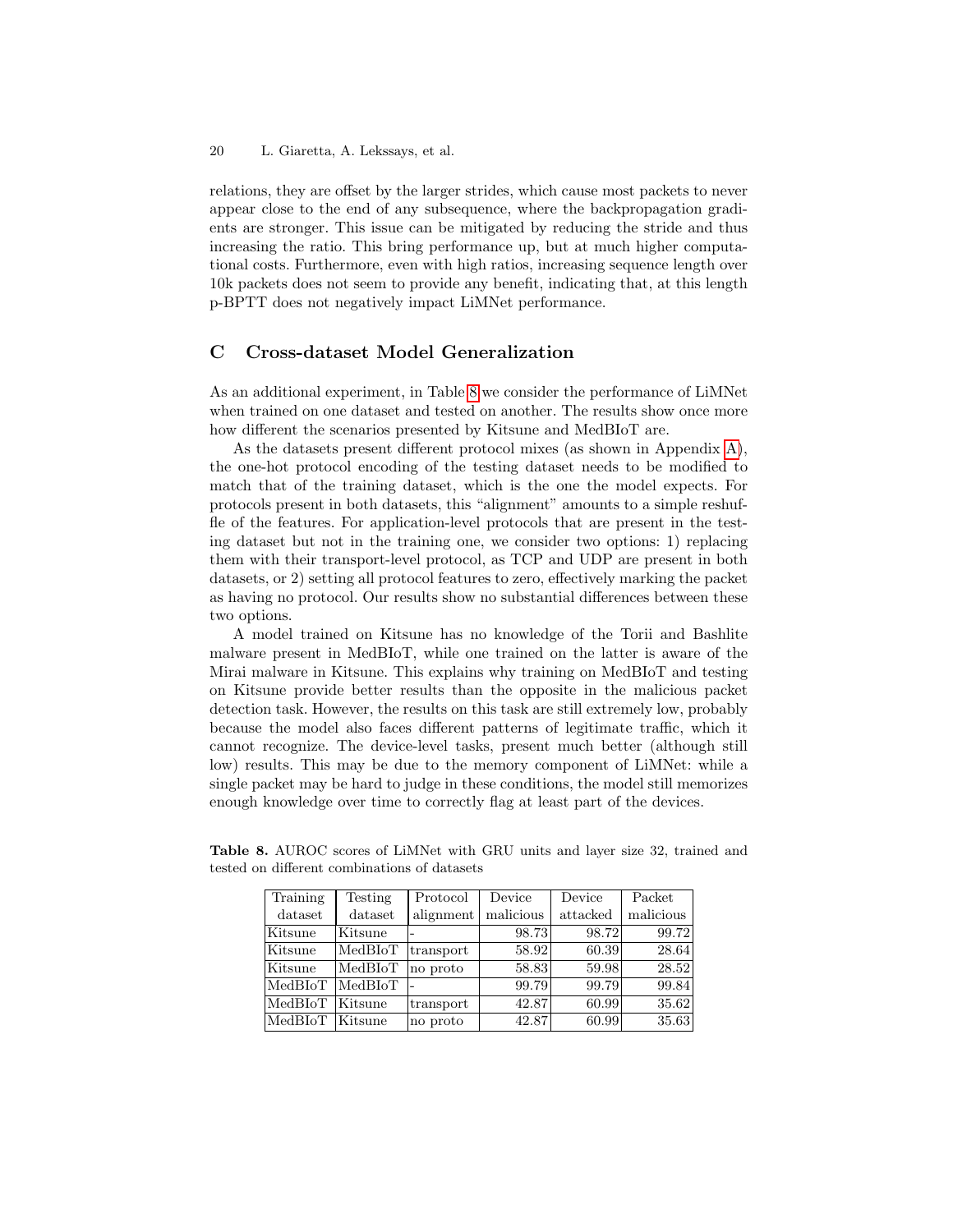relations, they are offset by the larger strides, which cause most packets to never appear close to the end of any subsequence, where the backpropagation gradients are stronger. This issue can be mitigated by reducing the stride and thus increasing the ratio. This bring performance up, but at much higher computational costs. Furthermore, even with high ratios, increasing sequence length over 10k packets does not seem to provide any benefit, indicating that, at this length p-BPTT does not negatively impact LiMNet performance.

## C Cross-dataset Model Generalization

As an additional experiment, in Table 8 we consider the performance of LiMNet when trained on one dataset and tested on another. The results show once more how different the scenarios presented by Kitsune and MedBIoT are.

As the datasets present different protocol mixes (as shown in Appendix A), the one-hot protocol encoding of the testing dataset needs to be modified to match that of the training dataset, which is the one the model expects. For protocols present in both datasets, this "alignment" amounts to a simple reshuffle of the features. For application-level protocols that are present in the testing dataset but not in the training one, we consider two options: 1) replacing them with their transport-level protocol, as TCP and UDP are present in both datasets, or 2) setting all protocol features to zero, effectively marking the packet as having no protocol. Our results show no substantial differences between these two options.

A model trained on Kitsune has no knowledge of the Torii and Bashlite malware present in MedBIoT, while one trained on the latter is aware of the Mirai malware in Kitsune. This explains why training on MedBIoT and testing on Kitsune provide better results than the opposite in the malicious packet detection task. However, the results on this task are still extremely low, probably because the model also faces different patterns of legitimate traffic, which it cannot recognize. The device-level tasks, present much better (although still low) results. This may be due to the memory component of LiMNet: while a single packet may be hard to judge in these conditions, the model still memorizes enough knowledge over time to correctly flag at least part of the devices.

**Table 8.** AUROC scores of LiMNet with GRU units and layer size 32, trained and tested on different combinations of datasets

| Training dataset | Testing dataset | Protocol alignment | Device malicious | Device attacked | Packet malicious |
|---|---|---|---|---|---|
| Kitsune | Kitsune | - | 98.73 | 98.72 | 99.72 |
| Kitsune | MedBIoT | transport | 58.92 | 60.39 | 28.64 |
| Kitsune | MedBIoT | no proto | 58.83 | 59.98 | 28.52 |
| MedBIoT | MedBIoT | - | 99.79 | 99.79 | 99.84 |
| MedBIoT | Kitsune | transport | 42.87 | 60.99 | 35.62 |
| MedBIoT | Kitsune | no proto | 42.87 | 60.99 | 35.63 |